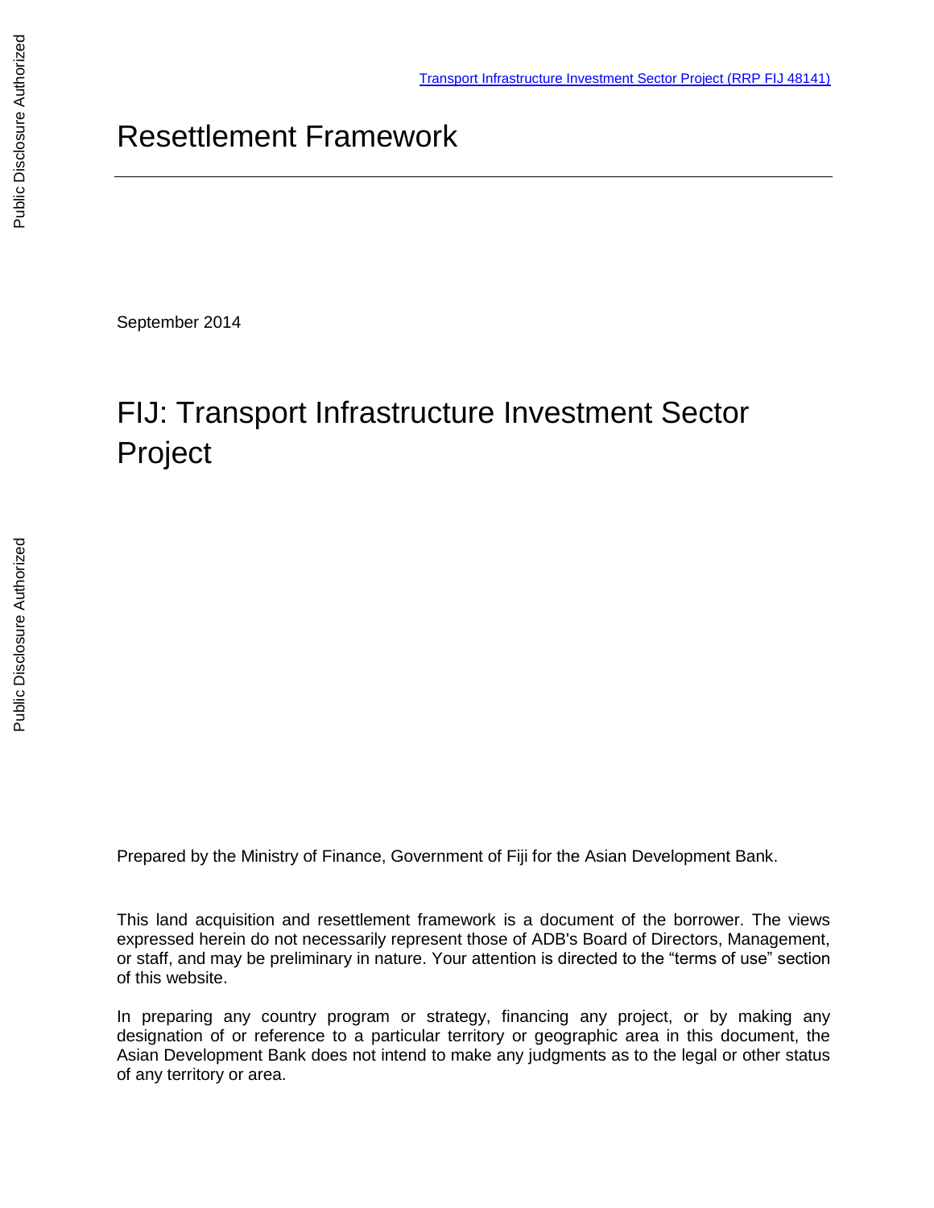Transport Infrastructure Investment Sector Project (RRP FIJ 48141)

# Resettlement Framework

September 2014

# FIJ: Transport Infrastructure Investment Sector Project

Prepared by the Ministry of Finance, Government of Fiji for the Asian Development Bank.

This land acquisition and resettlement framework is a document of the borrower. The views expressed herein do not necessarily represent those of ADB's Board of Directors, Management, or staff, and may be preliminary in nature. Your attention is directed to the "terms of use" section of this website.

In preparing any country program or strategy, financing any project, or by making any designation of or reference to a particular territory or geographic area in this document, the Asian Development Bank does not intend to make any judgments as to the legal or other status of any territory or area.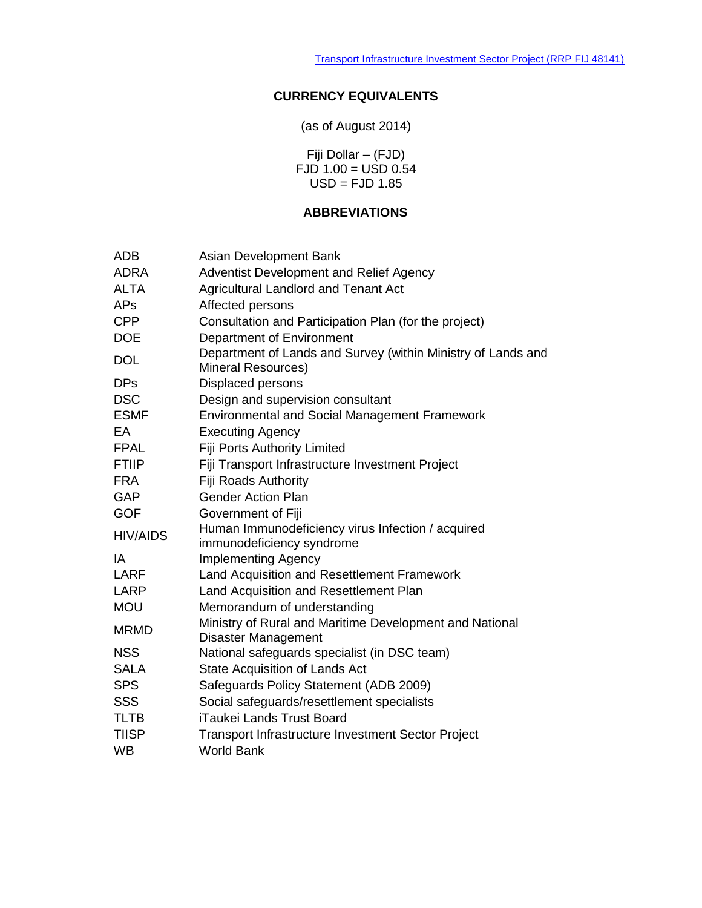## CURRENCY EQUIVALENTS

(as of August 2014)

Fiji Dollar – (FJD)
FJD 1.00 = USD 0.54
USD = FJD 1.85

## ABBREVIATIONS

| | |
|---|---|
| ADB | Asian Development Bank |
| ADRA | Adventist Development and Relief Agency |
| ALTA | Agricultural Landlord and Tenant Act |
| APs | Affected persons |
| CPP | Consultation and Participation Plan (for the project) |
| DOE | Department of Environment |
| DOL | Department of Lands and Survey (within Ministry of Lands and Mineral Resources) |
| DPs | Displaced persons |
| DSC | Design and supervision consultant |
| ESMF | Environmental and Social Management Framework |
| EA | Executing Agency |
| FPAL | Fiji Ports Authority Limited |
| FTIIP | Fiji Transport Infrastructure Investment Project |
| FRA | Fiji Roads Authority |
| GAP | Gender Action Plan |
| GOF | Government of Fiji |
| HIV/AIDS | Human Immunodeficiency virus Infection / acquired immunodeficiency syndrome |
| IA | Implementing Agency |
| LARF | Land Acquisition and Resettlement Framework |
| LARP | Land Acquisition and Resettlement Plan |
| MOU | Memorandum of understanding |
| MRMD | Ministry of Rural and Maritime Development and National Disaster Management |
| NSS | National safeguards specialist (in DSC team) |
| SALA | State Acquisition of Lands Act |
| SPS | Safeguards Policy Statement (ADB 2009) |
| SSS | Social safeguards/resettlement specialists |
| TLTB | iTaukei Lands Trust Board |
| TIISP | Transport Infrastructure Investment Sector Project |
| WB | World Bank |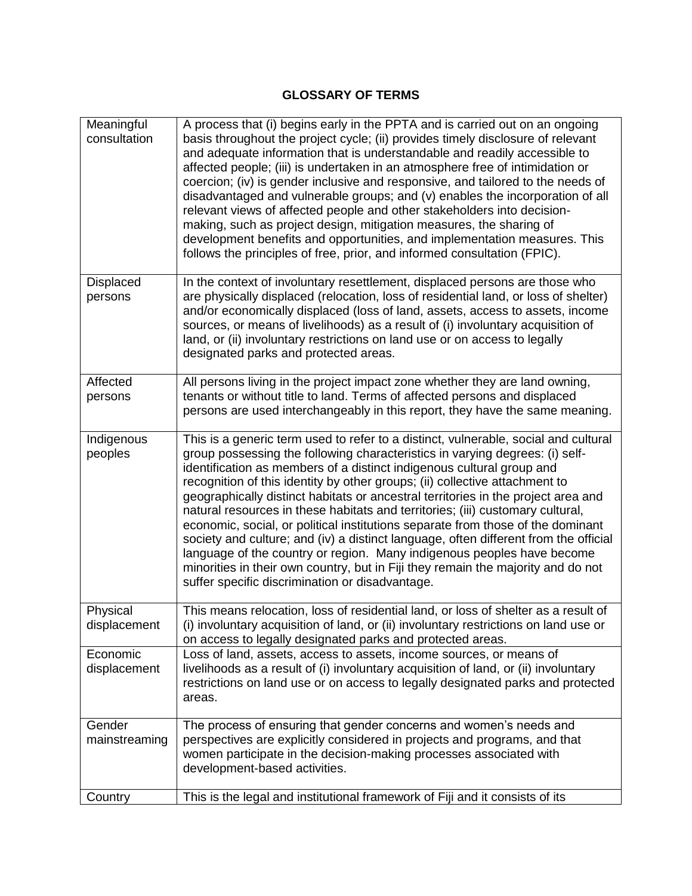## GLOSSARY OF TERMS

| | |
|---|---|
| Meaningful consultation | A process that (i) begins early in the PPTA and is carried out on an ongoing basis throughout the project cycle; (ii) provides timely disclosure of relevant and adequate information that is understandable and readily accessible to affected people; (iii) is undertaken in an atmosphere free of intimidation or coercion; (iv) is gender inclusive and responsive, and tailored to the needs of disadvantaged and vulnerable groups; and (v) enables the incorporation of all relevant views of affected people and other stakeholders into decision-making, such as project design, mitigation measures, the sharing of development benefits and opportunities, and implementation measures. This follows the principles of free, prior, and informed consultation (FPIC). |
| Displaced persons | In the context of involuntary resettlement, displaced persons are those who are physically displaced (relocation, loss of residential land, or loss of shelter) and/or economically displaced (loss of land, assets, access to assets, income sources, or means of livelihoods) as a result of (i) involuntary acquisition of land, or (ii) involuntary restrictions on land use or on access to legally designated parks and protected areas. |
| Affected persons | All persons living in the project impact zone whether they are land owning, tenants or without title to land. Terms of affected persons and displaced persons are used interchangeably in this report, they have the same meaning. |
| Indigenous peoples | This is a generic term used to refer to a distinct, vulnerable, social and cultural group possessing the following characteristics in varying degrees: (i) self-identification as members of a distinct indigenous cultural group and recognition of this identity by other groups; (ii) collective attachment to geographically distinct habitats or ancestral territories in the project area and natural resources in these habitats and territories; (iii) customary cultural, economic, social, or political institutions separate from those of the dominant society and culture; and (iv) a distinct language, often different from the official language of the country or region. Many indigenous peoples have become minorities in their own country, but in Fiji they remain the majority and do not suffer specific discrimination or disadvantage. |
| Physical displacement | This means relocation, loss of residential land, or loss of shelter as a result of (i) involuntary acquisition of land, or (ii) involuntary restrictions on land use or on access to legally designated parks and protected areas. |
| Economic displacement | Loss of land, assets, access to assets, income sources, or means of livelihoods as a result of (i) involuntary acquisition of land, or (ii) involuntary restrictions on land use or on access to legally designated parks and protected areas. |
| Gender mainstreaming | The process of ensuring that gender concerns and women's needs and perspectives are explicitly considered in projects and programs, and that women participate in the decision-making processes associated with development-based activities. |
| Country | This is the legal and institutional framework of Fiji and it consists of its |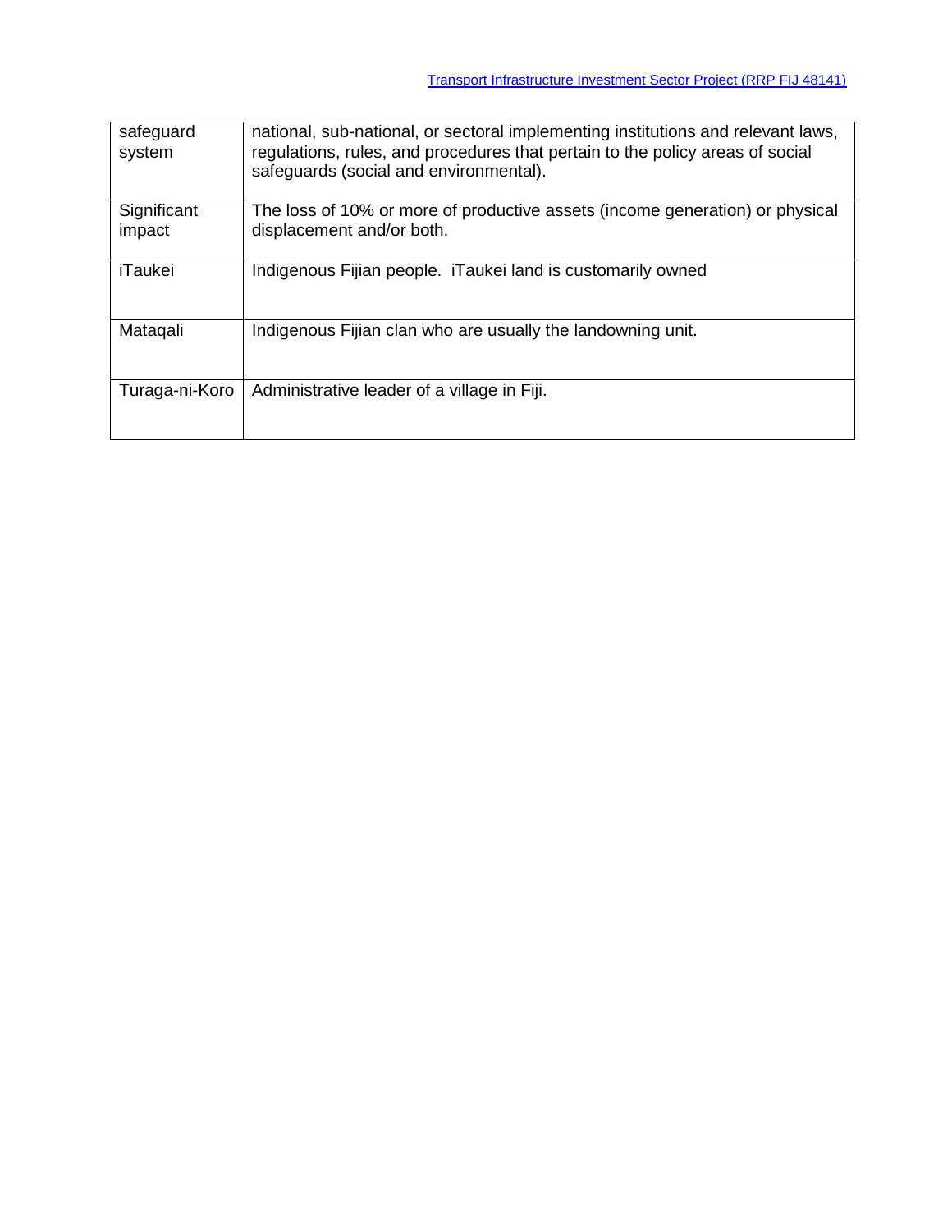| | |
|---|---|
| safeguard system | national, sub-national, or sectoral implementing institutions and relevant laws, regulations, rules, and procedures that pertain to the policy areas of social safeguards (social and environmental). |
| Significant impact | The loss of 10% or more of productive assets (income generation) or physical displacement and/or both. |
| iTaukei | Indigenous Fijian people. iTaukei land is customarily owned |
| Mataqali | Indigenous Fijian clan who are usually the landowning unit. |
| Turaga-ni-Koro | Administrative leader of a village in Fiji. |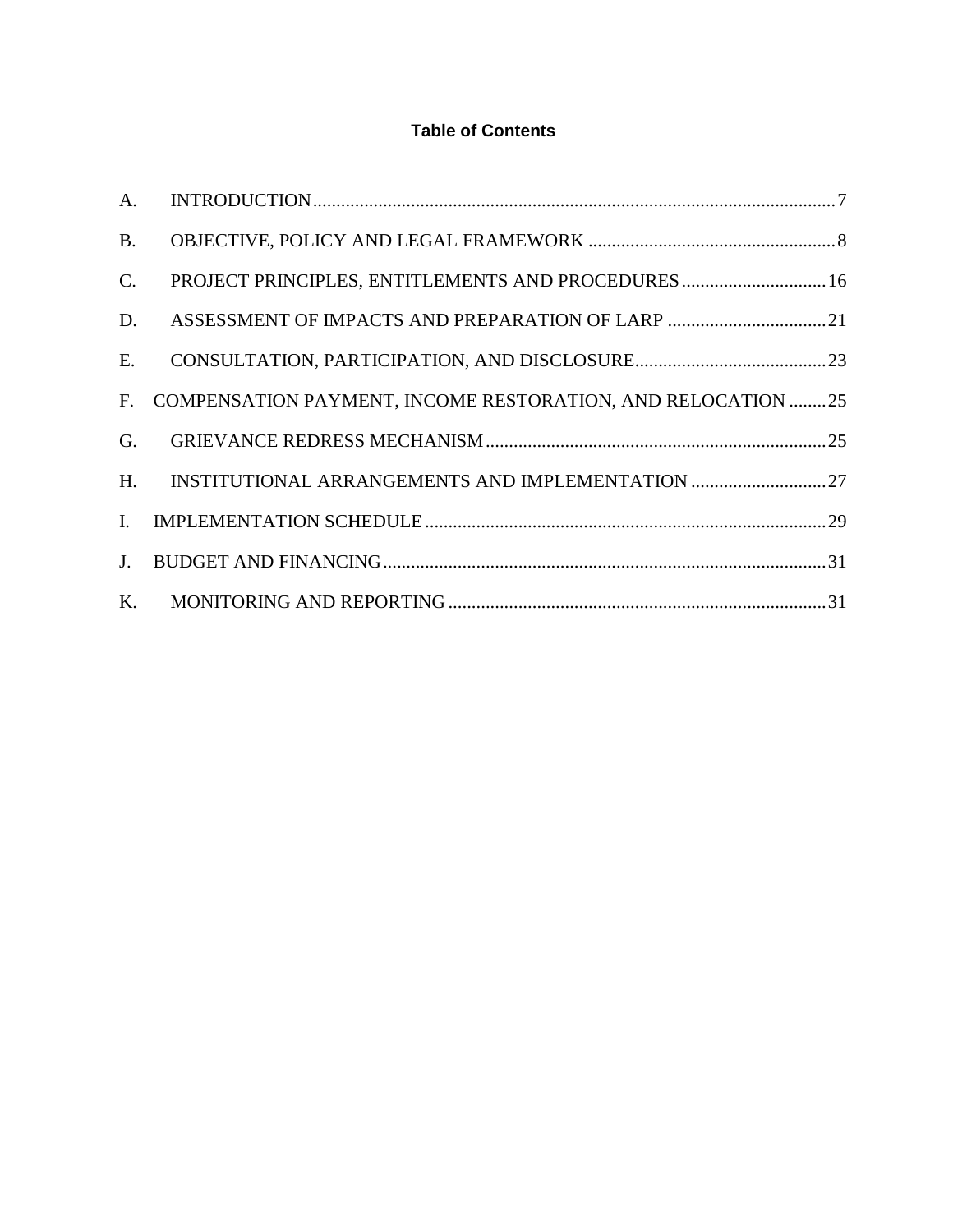**Table of Contents**

A. INTRODUCTION....7

B. OBJECTIVE, POLICY AND LEGAL FRAMEWORK....8

C. PROJECT PRINCIPLES, ENTITLEMENTS AND PROCEDURES....16

D. ASSESSMENT OF IMPACTS AND PREPARATION OF LARP....21

E. CONSULTATION, PARTICIPATION, AND DISCLOSURE....23

F. COMPENSATION PAYMENT, INCOME RESTORATION, AND RELOCATION....25

G. GRIEVANCE REDRESS MECHANISM....25

H. INSTITUTIONAL ARRANGEMENTS AND IMPLEMENTATION....27

I. IMPLEMENTATION SCHEDULE....29

J. BUDGET AND FINANCING....31

K. MONITORING AND REPORTING....31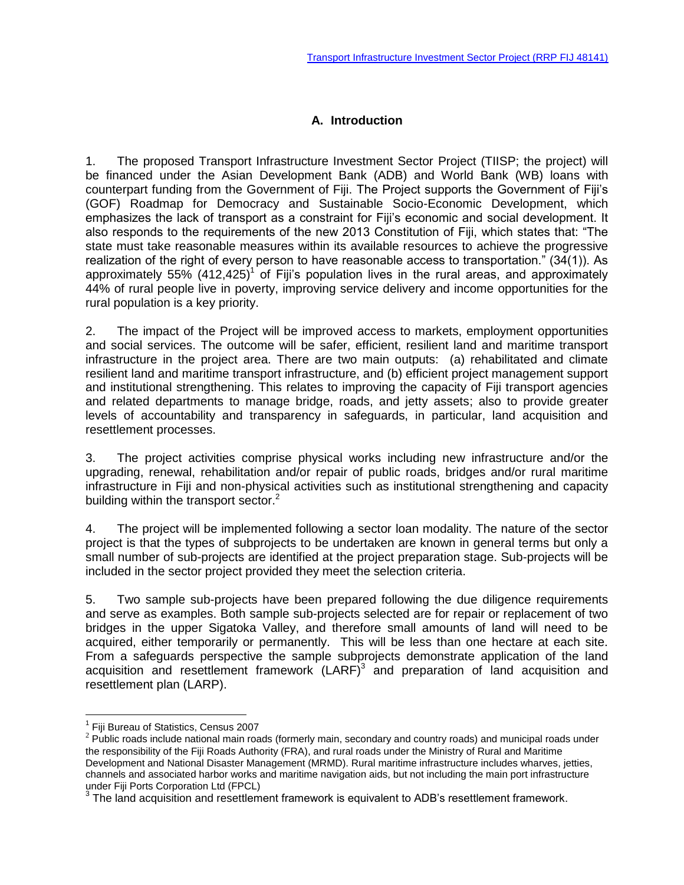## A. Introduction

1. The proposed Transport Infrastructure Investment Sector Project (TIISP; the project) will be financed under the Asian Development Bank (ADB) and World Bank (WB) loans with counterpart funding from the Government of Fiji. The Project supports the Government of Fiji's (GOF) Roadmap for Democracy and Sustainable Socio-Economic Development, which emphasizes the lack of transport as a constraint for Fiji's economic and social development. It also responds to the requirements of the new 2013 Constitution of Fiji, which states that: "The state must take reasonable measures within its available resources to achieve the progressive realization of the right of every person to have reasonable access to transportation." (34(1)). As approximately 55% (412,425)[1] of Fiji's population lives in the rural areas, and approximately 44% of rural people live in poverty, improving service delivery and income opportunities for the rural population is a key priority.

2. The impact of the Project will be improved access to markets, employment opportunities and social services. The outcome will be safer, efficient, resilient land and maritime transport infrastructure in the project area. There are two main outputs: (a) rehabilitated and climate resilient land and maritime transport infrastructure, and (b) efficient project management support and institutional strengthening. This relates to improving the capacity of Fiji transport agencies and related departments to manage bridge, roads, and jetty assets; also to provide greater levels of accountability and transparency in safeguards, in particular, land acquisition and resettlement processes.

3. The project activities comprise physical works including new infrastructure and/or the upgrading, renewal, rehabilitation and/or repair of public roads, bridges and/or rural maritime infrastructure in Fiji and non-physical activities such as institutional strengthening and capacity building within the transport sector.[2]

4. The project will be implemented following a sector loan modality. The nature of the sector project is that the types of subprojects to be undertaken are known in general terms but only a small number of sub-projects are identified at the project preparation stage. Sub-projects will be included in the sector project provided they meet the selection criteria.

5. Two sample sub-projects have been prepared following the due diligence requirements and serve as examples. Both sample sub-projects selected are for repair or replacement of two bridges in the upper Sigatoka Valley, and therefore small amounts of land will need to be acquired, either temporarily or permanently. This will be less than one hectare at each site. From a safeguards perspective the sample subprojects demonstrate application of the land acquisition and resettlement framework (LARF)[3] and preparation of land acquisition and resettlement plan (LARP).

---

[1] Fiji Bureau of Statistics, Census 2007

[2] Public roads include national main roads (formerly main, secondary and country roads) and municipal roads under the responsibility of the Fiji Roads Authority (FRA), and rural roads under the Ministry of Rural and Maritime Development and National Disaster Management (MRMD). Rural maritime infrastructure includes wharves, jetties, channels and associated harbor works and maritime navigation aids, but not including the main port infrastructure under Fiji Ports Corporation Ltd (FPCL)

[3] The land acquisition and resettlement framework is equivalent to ADB's resettlement framework.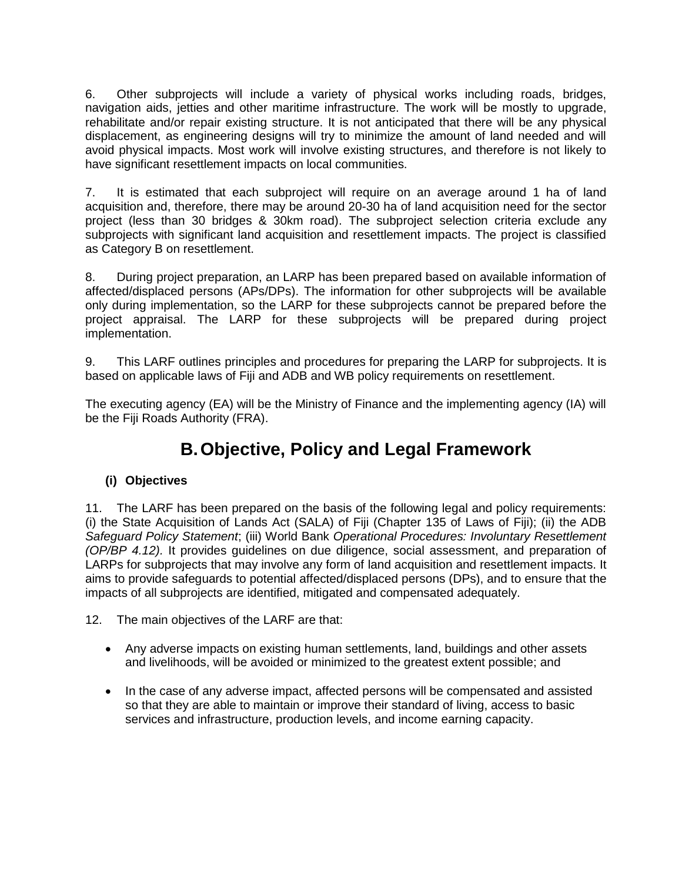6. Other subprojects will include a variety of physical works including roads, bridges, navigation aids, jetties and other maritime infrastructure. The work will be mostly to upgrade, rehabilitate and/or repair existing structure. It is not anticipated that there will be any physical displacement, as engineering designs will try to minimize the amount of land needed and will avoid physical impacts. Most work will involve existing structures, and therefore is not likely to have significant resettlement impacts on local communities.

7. It is estimated that each subproject will require on an average around 1 ha of land acquisition and, therefore, there may be around 20-30 ha of land acquisition need for the sector project (less than 30 bridges & 30km road). The subproject selection criteria exclude any subprojects with significant land acquisition and resettlement impacts. The project is classified as Category B on resettlement.

8. During project preparation, an LARP has been prepared based on available information of affected/displaced persons (APs/DPs). The information for other subprojects will be available only during implementation, so the LARP for these subprojects cannot be prepared before the project appraisal. The LARP for these subprojects will be prepared during project implementation.

9. This LARF outlines principles and procedures for preparing the LARP for subprojects. It is based on applicable laws of Fiji and ADB and WB policy requirements on resettlement.

The executing agency (EA) will be the Ministry of Finance and the implementing agency (IA) will be the Fiji Roads Authority (FRA).

## B. Objective, Policy and Legal Framework

### (i) Objectives

11. The LARF has been prepared on the basis of the following legal and policy requirements: (i) the State Acquisition of Lands Act (SALA) of Fiji (Chapter 135 of Laws of Fiji); (ii) the ADB *Safeguard Policy Statement*; (iii) World Bank *Operational Procedures: Involuntary Resettlement (OP/BP 4.12).* It provides guidelines on due diligence, social assessment, and preparation of LARPs for subprojects that may involve any form of land acquisition and resettlement impacts. It aims to provide safeguards to potential affected/displaced persons (DPs), and to ensure that the impacts of all subprojects are identified, mitigated and compensated adequately.

12. The main objectives of the LARF are that:

- Any adverse impacts on existing human settlements, land, buildings and other assets and livelihoods, will be avoided or minimized to the greatest extent possible; and

- In the case of any adverse impact, affected persons will be compensated and assisted so that they are able to maintain or improve their standard of living, access to basic services and infrastructure, production levels, and income earning capacity.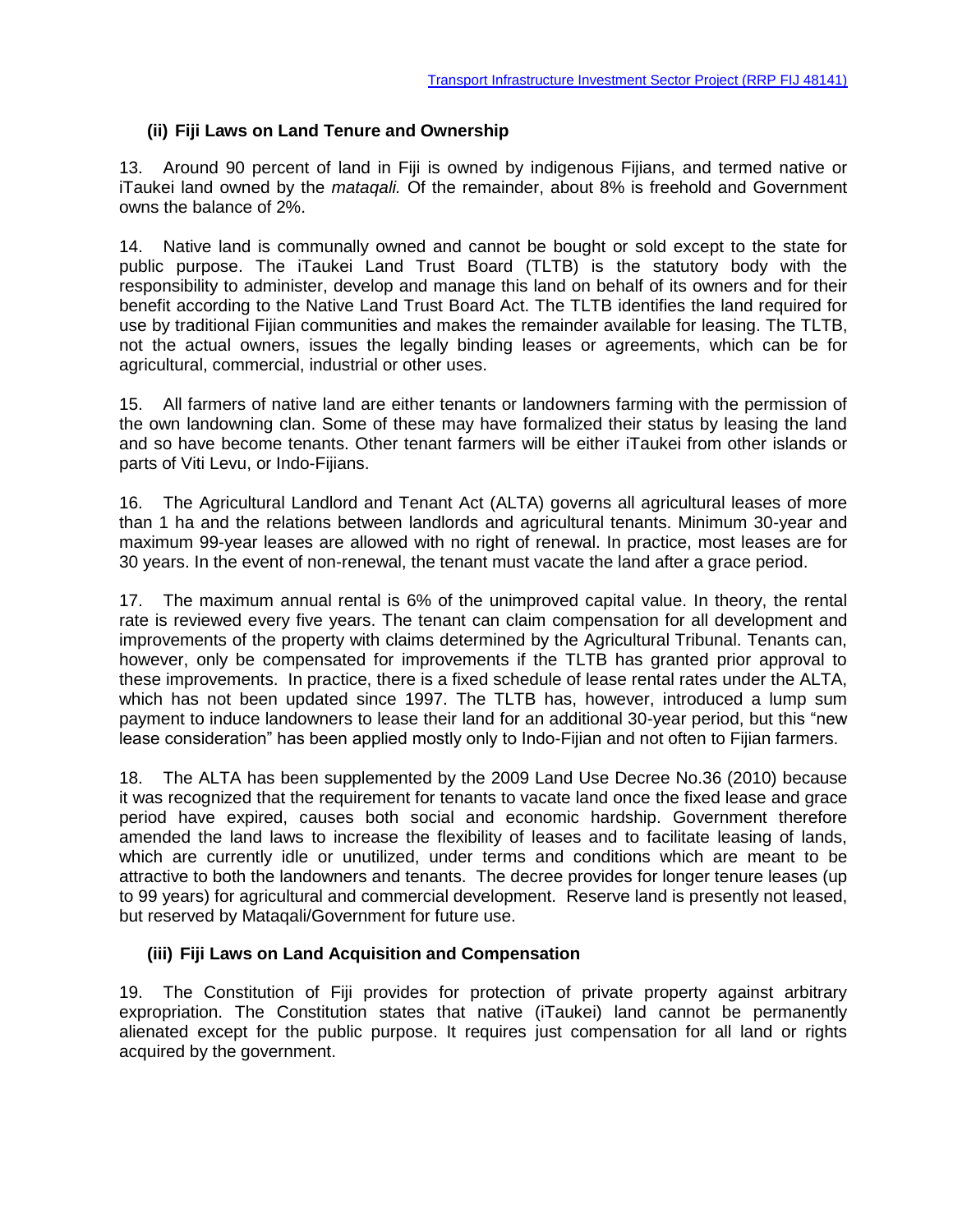### (ii) Fiji Laws on Land Tenure and Ownership

13. Around 90 percent of land in Fiji is owned by indigenous Fijians, and termed native or iTaukei land owned by the *mataqali.* Of the remainder, about 8% is freehold and Government owns the balance of 2%.

14. Native land is communally owned and cannot be bought or sold except to the state for public purpose. The iTaukei Land Trust Board (TLTB) is the statutory body with the responsibility to administer, develop and manage this land on behalf of its owners and for their benefit according to the Native Land Trust Board Act. The TLTB identifies the land required for use by traditional Fijian communities and makes the remainder available for leasing. The TLTB, not the actual owners, issues the legally binding leases or agreements, which can be for agricultural, commercial, industrial or other uses.

15. All farmers of native land are either tenants or landowners farming with the permission of the own landowning clan. Some of these may have formalized their status by leasing the land and so have become tenants. Other tenant farmers will be either iTaukei from other islands or parts of Viti Levu, or Indo-Fijians.

16. The Agricultural Landlord and Tenant Act (ALTA) governs all agricultural leases of more than 1 ha and the relations between landlords and agricultural tenants. Minimum 30-year and maximum 99-year leases are allowed with no right of renewal. In practice, most leases are for 30 years. In the event of non-renewal, the tenant must vacate the land after a grace period.

17. The maximum annual rental is 6% of the unimproved capital value. In theory, the rental rate is reviewed every five years. The tenant can claim compensation for all development and improvements of the property with claims determined by the Agricultural Tribunal. Tenants can, however, only be compensated for improvements if the TLTB has granted prior approval to these improvements. In practice, there is a fixed schedule of lease rental rates under the ALTA, which has not been updated since 1997. The TLTB has, however, introduced a lump sum payment to induce landowners to lease their land for an additional 30-year period, but this "new lease consideration" has been applied mostly only to Indo-Fijian and not often to Fijian farmers.

18. The ALTA has been supplemented by the 2009 Land Use Decree No.36 (2010) because it was recognized that the requirement for tenants to vacate land once the fixed lease and grace period have expired, causes both social and economic hardship. Government therefore amended the land laws to increase the flexibility of leases and to facilitate leasing of lands, which are currently idle or unutilized, under terms and conditions which are meant to be attractive to both the landowners and tenants. The decree provides for longer tenure leases (up to 99 years) for agricultural and commercial development. Reserve land is presently not leased, but reserved by Mataqali/Government for future use.

### (iii) Fiji Laws on Land Acquisition and Compensation

19. The Constitution of Fiji provides for protection of private property against arbitrary expropriation. The Constitution states that native (iTaukei) land cannot be permanently alienated except for the public purpose. It requires just compensation for all land or rights acquired by the government.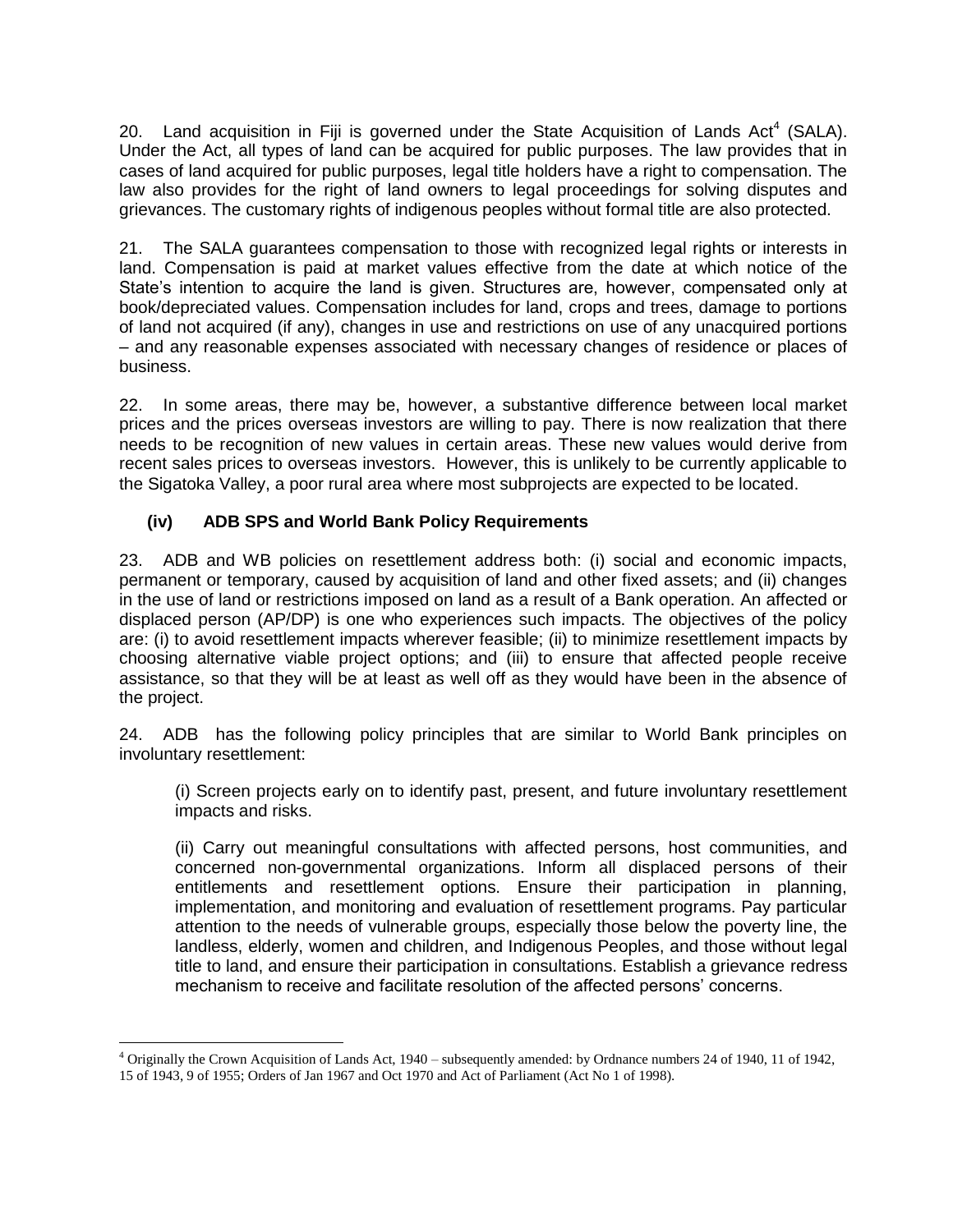20. Land acquisition in Fiji is governed under the State Acquisition of Lands Act[4] (SALA). Under the Act, all types of land can be acquired for public purposes. The law provides that in cases of land acquired for public purposes, legal title holders have a right to compensation. The law also provides for the right of land owners to legal proceedings for solving disputes and grievances. The customary rights of indigenous peoples without formal title are also protected.

21. The SALA guarantees compensation to those with recognized legal rights or interests in land. Compensation is paid at market values effective from the date at which notice of the State's intention to acquire the land is given. Structures are, however, compensated only at book/depreciated values. Compensation includes for land, crops and trees, damage to portions of land not acquired (if any), changes in use and restrictions on use of any unacquired portions – and any reasonable expenses associated with necessary changes of residence or places of business.

22. In some areas, there may be, however, a substantive difference between local market prices and the prices overseas investors are willing to pay. There is now realization that there needs to be recognition of new values in certain areas. These new values would derive from recent sales prices to overseas investors. However, this is unlikely to be currently applicable to the Sigatoka Valley, a poor rural area where most subprojects are expected to be located.

### (iv) ADB SPS and World Bank Policy Requirements

23. ADB and WB policies on resettlement address both: (i) social and economic impacts, permanent or temporary, caused by acquisition of land and other fixed assets; and (ii) changes in the use of land or restrictions imposed on land as a result of a Bank operation. An affected or displaced person (AP/DP) is one who experiences such impacts. The objectives of the policy are: (i) to avoid resettlement impacts wherever feasible; (ii) to minimize resettlement impacts by choosing alternative viable project options; and (iii) to ensure that affected people receive assistance, so that they will be at least as well off as they would have been in the absence of the project.

24. ADB has the following policy principles that are similar to World Bank principles on involuntary resettlement:

(i) Screen projects early on to identify past, present, and future involuntary resettlement impacts and risks.

(ii) Carry out meaningful consultations with affected persons, host communities, and concerned non-governmental organizations. Inform all displaced persons of their entitlements and resettlement options. Ensure their participation in planning, implementation, and monitoring and evaluation of resettlement programs. Pay particular attention to the needs of vulnerable groups, especially those below the poverty line, the landless, elderly, women and children, and Indigenous Peoples, and those without legal title to land, and ensure their participation in consultations. Establish a grievance redress mechanism to receive and facilitate resolution of the affected persons' concerns.

---

[4] Originally the Crown Acquisition of Lands Act, 1940 – subsequently amended: by Ordnance numbers 24 of 1940, 11 of 1942, 15 of 1943, 9 of 1955; Orders of Jan 1967 and Oct 1970 and Act of Parliament (Act No 1 of 1998).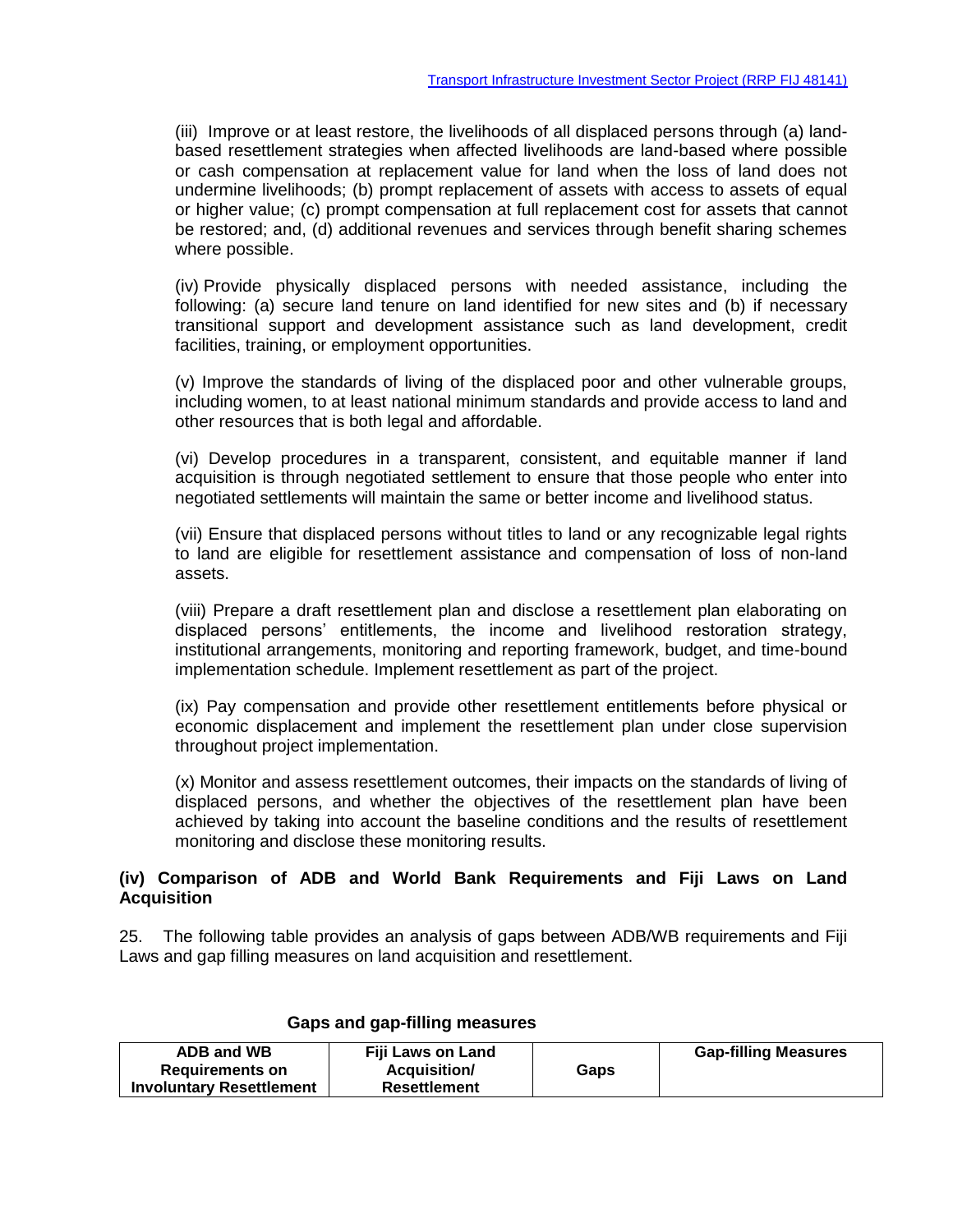(iii) Improve or at least restore, the livelihoods of all displaced persons through (a) land-based resettlement strategies when affected livelihoods are land-based where possible or cash compensation at replacement value for land when the loss of land does not undermine livelihoods; (b) prompt replacement of assets with access to assets of equal or higher value; (c) prompt compensation at full replacement cost for assets that cannot be restored; and, (d) additional revenues and services through benefit sharing schemes where possible.

(iv) Provide physically displaced persons with needed assistance, including the following: (a) secure land tenure on land identified for new sites and (b) if necessary transitional support and development assistance such as land development, credit facilities, training, or employment opportunities.

(v) Improve the standards of living of the displaced poor and other vulnerable groups, including women, to at least national minimum standards and provide access to land and other resources that is both legal and affordable.

(vi) Develop procedures in a transparent, consistent, and equitable manner if land acquisition is through negotiated settlement to ensure that those people who enter into negotiated settlements will maintain the same or better income and livelihood status.

(vii) Ensure that displaced persons without titles to land or any recognizable legal rights to land are eligible for resettlement assistance and compensation of loss of non-land assets.

(viii) Prepare a draft resettlement plan and disclose a resettlement plan elaborating on displaced persons' entitlements, the income and livelihood restoration strategy, institutional arrangements, monitoring and reporting framework, budget, and time-bound implementation schedule. Implement resettlement as part of the project.

(ix) Pay compensation and provide other resettlement entitlements before physical or economic displacement and implement the resettlement plan under close supervision throughout project implementation.

(x) Monitor and assess resettlement outcomes, their impacts on the standards of living of displaced persons, and whether the objectives of the resettlement plan have been achieved by taking into account the baseline conditions and the results of resettlement monitoring and disclose these monitoring results.

### (iv) Comparison of ADB and World Bank Requirements and Fiji Laws on Land Acquisition

25. The following table provides an analysis of gaps between ADB/WB requirements and Fiji Laws and gap filling measures on land acquisition and resettlement.

**Gaps and gap-filling measures**

| ADB and WB Requirements on Involuntary Resettlement | Fiji Laws on Land Acquisition/ Resettlement | Gaps | Gap-filling Measures |
|---|---|---|---|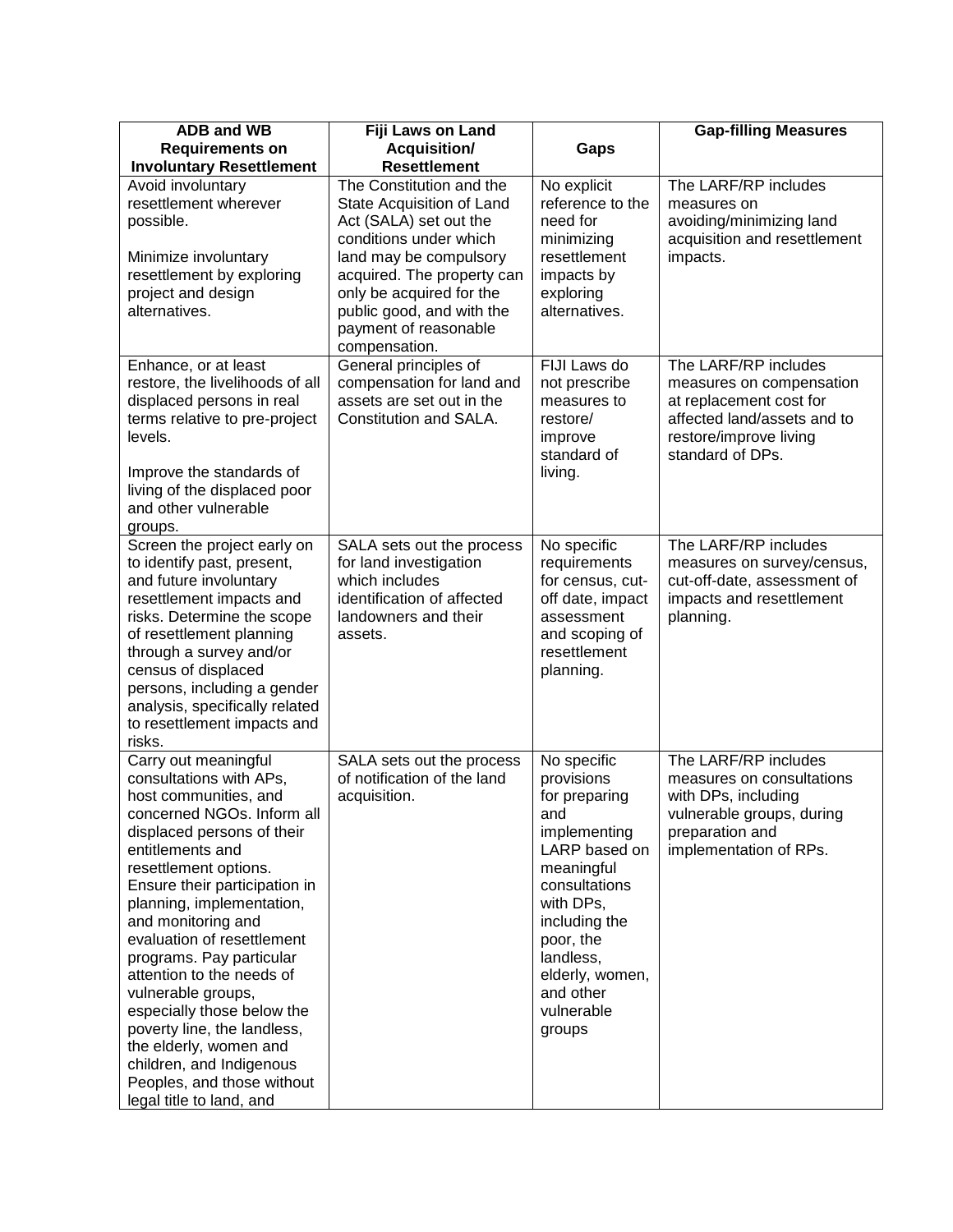| ADB and WB Requirements on Involuntary Resettlement | Fiji Laws on Land Acquisition/ Resettlement | Gaps | Gap-filling Measures |
|---|---|---|---|
| Avoid involuntary resettlement wherever possible.<br><br>Minimize involuntary resettlement by exploring project and design alternatives. | The Constitution and the State Acquisition of Land Act (SALA) set out the conditions under which land may be compulsory acquired. The property can only be acquired for the public good, and with the payment of reasonable compensation. | No explicit reference to the need for minimizing resettlement impacts by exploring alternatives. | The LARF/RP includes measures on avoiding/minimizing land acquisition and resettlement impacts. |
| Enhance, or at least restore, the livelihoods of all displaced persons in real terms relative to pre-project levels.<br><br>Improve the standards of living of the displaced poor and other vulnerable groups. | General principles of compensation for land and assets are set out in the Constitution and SALA. | FIJI Laws do not prescribe measures to restore/ improve standard of living. | The LARF/RP includes measures on compensation at replacement cost for affected land/assets and to restore/improve living standard of DPs. |
| Screen the project early on to identify past, present, and future involuntary resettlement impacts and risks. Determine the scope of resettlement planning through a survey and/or census of displaced persons, including a gender analysis, specifically related to resettlement impacts and risks. | SALA sets out the process for land investigation which includes identification of affected landowners and their assets. | No specific requirements for census, cut-off date, impact assessment and scoping of resettlement planning. | The LARF/RP includes measures on survey/census, cut-off-date, assessment of impacts and resettlement planning. |
| Carry out meaningful consultations with APs, host communities, and concerned NGOs. Inform all displaced persons of their entitlements and resettlement options. Ensure their participation in planning, implementation, and monitoring and evaluation of resettlement programs. Pay particular attention to the needs of vulnerable groups, especially those below the poverty line, the landless, the elderly, women and children, and Indigenous Peoples, and those without legal title to land, and | SALA sets out the process of notification of the land acquisition. | No specific provisions for preparing and implementing LARP based on meaningful consultations with DPs, including the poor, the landless, elderly, women, and other vulnerable groups | The LARF/RP includes measures on consultations with DPs, including vulnerable groups, during preparation and implementation of RPs. |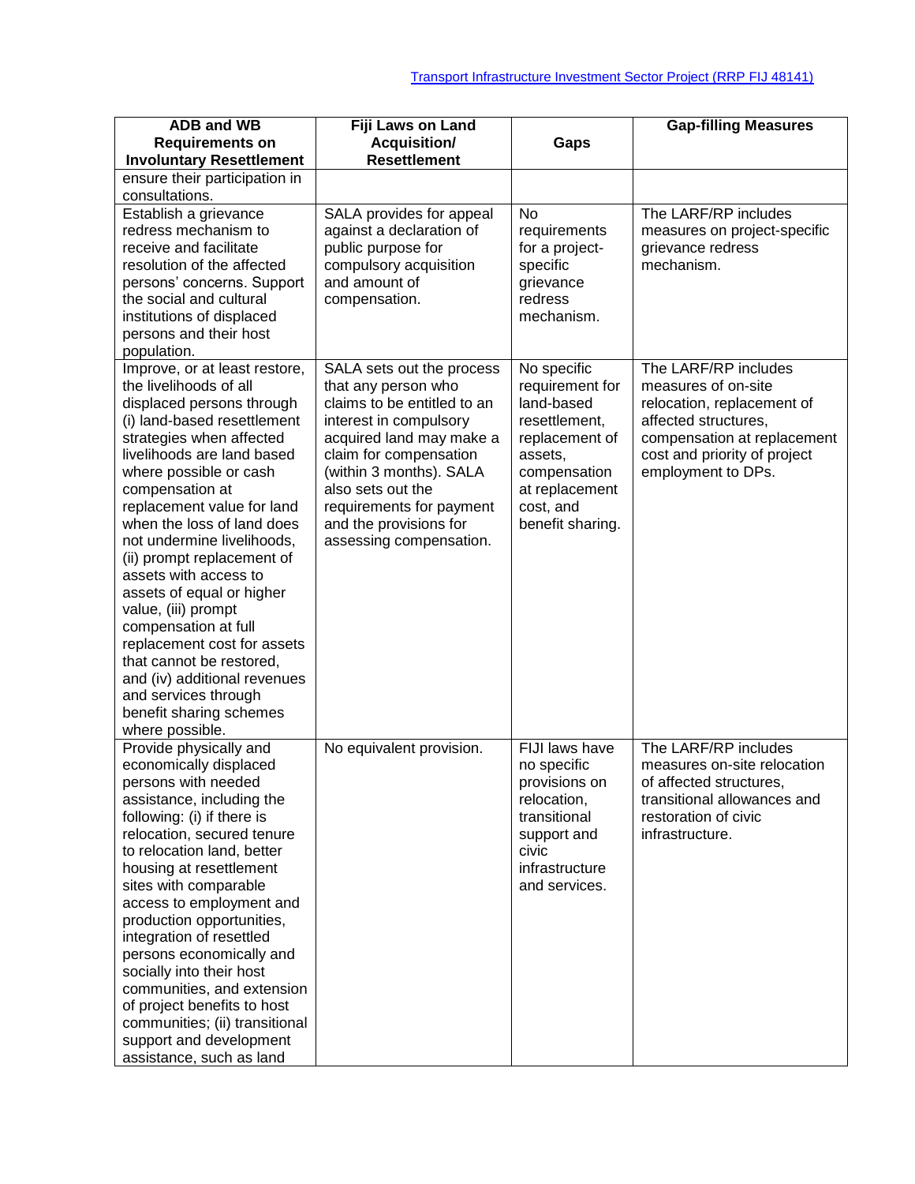| ADB and WB Requirements on Involuntary Resettlement | Fiji Laws on Land Acquisition/ Resettlement | Gaps | Gap-filling Measures |
|---|---|---|---|
| ensure their participation in consultations. | | | |
| Establish a grievance redress mechanism to receive and facilitate resolution of the affected persons' concerns. Support the social and cultural institutions of displaced persons and their host population. | SALA provides for appeal against a declaration of public purpose for compulsory acquisition and amount of compensation. | No requirements for a project-specific grievance redress mechanism. | The LARF/RP includes measures on project-specific grievance redress mechanism. |
| Improve, or at least restore, the livelihoods of all displaced persons through (i) land-based resettlement strategies when affected livelihoods are land based where possible or cash compensation at replacement value for land when the loss of land does not undermine livelihoods, (ii) prompt replacement of assets with access to assets of equal or higher value, (iii) prompt compensation at full replacement cost for assets that cannot be restored, and (iv) additional revenues and services through benefit sharing schemes where possible. | SALA sets out the process that any person who claims to be entitled to an interest in compulsory acquired land may make a claim for compensation (within 3 months). SALA also sets out the requirements for payment and the provisions for assessing compensation. | No specific requirement for land-based resettlement, replacement of assets, compensation at replacement cost, and benefit sharing. | The LARF/RP includes measures of on-site relocation, replacement of affected structures, compensation at replacement cost and priority of project employment to DPs. |
| Provide physically and economically displaced persons with needed assistance, including the following: (i) if there is relocation, secured tenure to relocation land, better housing at resettlement sites with comparable access to employment and production opportunities, integration of resettled persons economically and socially into their host communities, and extension of project benefits to host communities; (ii) transitional support and development assistance, such as land | No equivalent provision. | FIJI laws have no specific provisions on relocation, transitional support and civic infrastructure and services. | The LARF/RP includes measures on-site relocation of affected structures, transitional allowances and restoration of civic infrastructure. |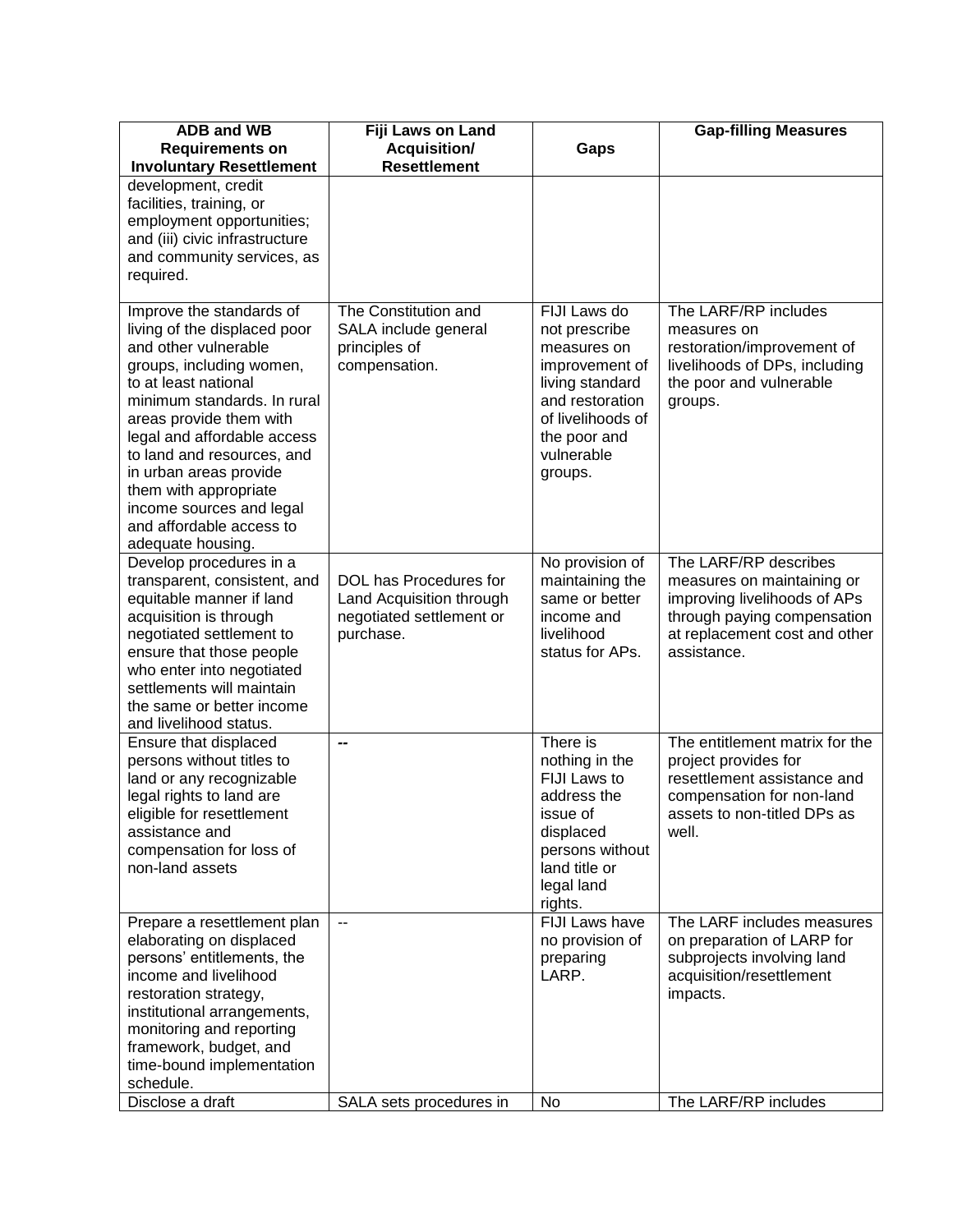| ADB and WB Requirements on Involuntary Resettlement | Fiji Laws on Land Acquisition/ Resettlement | Gaps | Gap-filling Measures |
|---|---|---|---|
| development, credit facilities, training, or employment opportunities; and (iii) civic infrastructure and community services, as required. | | | |
| Improve the standards of living of the displaced poor and other vulnerable groups, including women, to at least national minimum standards. In rural areas provide them with legal and affordable access to land and resources, and in urban areas provide them with appropriate income sources and legal and affordable access to adequate housing. | The Constitution and SALA include general principles of compensation. | FIJI Laws do not prescribe measures on improvement of living standard and restoration of livelihoods of the poor and vulnerable groups. | The LARF/RP includes measures on restoration/improvement of livelihoods of DPs, including the poor and vulnerable groups. |
| Develop procedures in a transparent, consistent, and equitable manner if land acquisition is through negotiated settlement to ensure that those people who enter into negotiated settlements will maintain the same or better income and livelihood status. | DOL has Procedures for Land Acquisition through negotiated settlement or purchase. | No provision of maintaining the same or better income and livelihood status for APs. | The LARF/RP describes measures on maintaining or improving livelihoods of APs through paying compensation at replacement cost and other assistance. |
| Ensure that displaced persons without titles to land or any recognizable legal rights to land are eligible for resettlement assistance and compensation for loss of non-land assets | -- | There is nothing in the FIJI Laws to address the issue of displaced persons without land title or legal land rights. | The entitlement matrix for the project provides for resettlement assistance and compensation for non-land assets to non-titled DPs as well. |
| Prepare a resettlement plan elaborating on displaced persons' entitlements, the income and livelihood restoration strategy, institutional arrangements, monitoring and reporting framework, budget, and time-bound implementation schedule. | -- | FIJI Laws have no provision of preparing LARP. | The LARF includes measures on preparation of LARP for subprojects involving land acquisition/resettlement impacts. |
| Disclose a draft | SALA sets procedures in | No | The LARF/RP includes |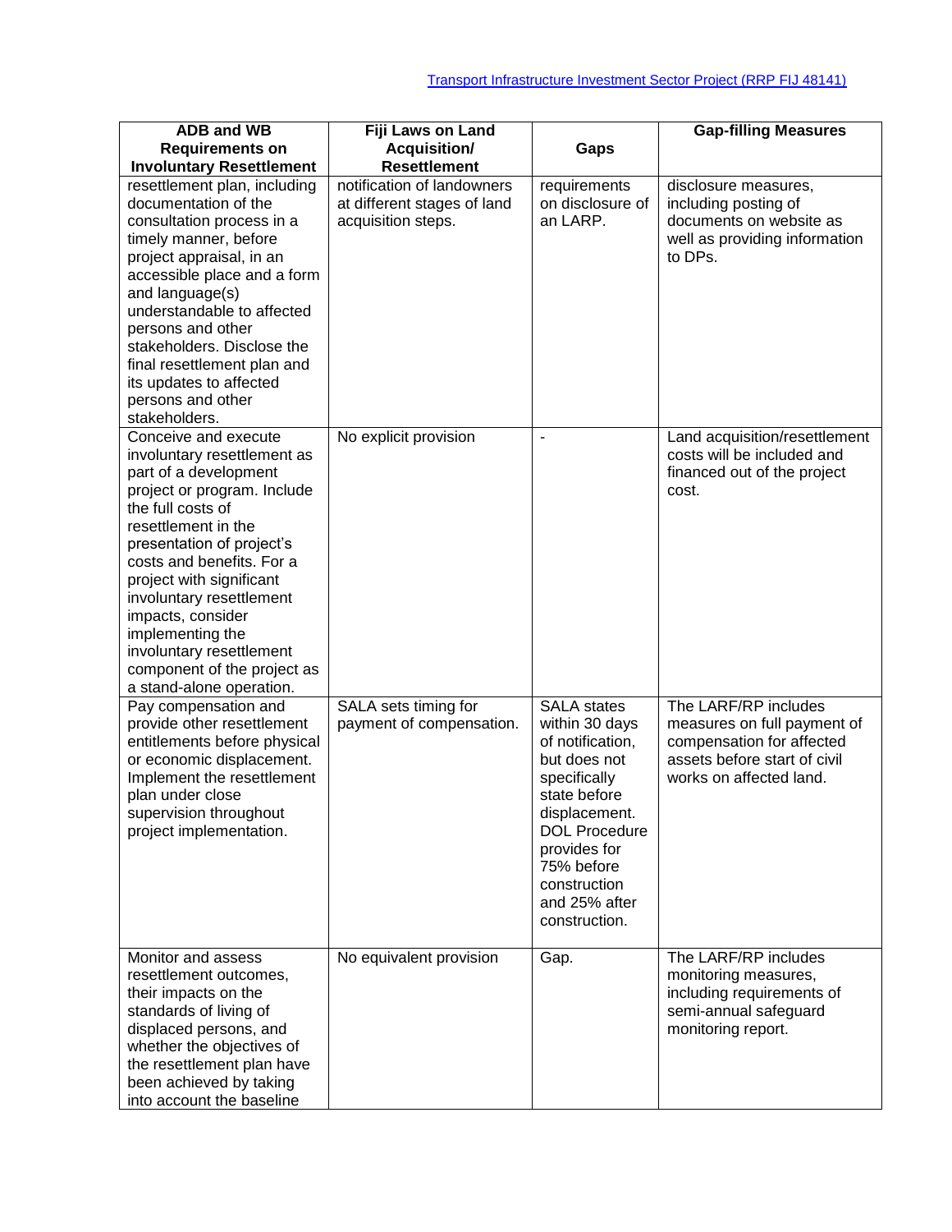| ADB and WB Requirements on Involuntary Resettlement | Fiji Laws on Land Acquisition/ Resettlement | Gaps | Gap-filling Measures |
|---|---|---|---|
| resettlement plan, including documentation of the consultation process in a timely manner, before project appraisal, in an accessible place and a form and language(s) understandable to affected persons and other stakeholders. Disclose the final resettlement plan and its updates to affected persons and other stakeholders. | notification of landowners at different stages of land acquisition steps. | requirements on disclosure of an LARP. | disclosure measures, including posting of documents on website as well as providing information to DPs. |
| Conceive and execute involuntary resettlement as part of a development project or program. Include the full costs of resettlement in the presentation of project's costs and benefits. For a project with significant involuntary resettlement impacts, consider implementing the involuntary resettlement component of the project as a stand-alone operation. | No explicit provision | - | Land acquisition/resettlement costs will be included and financed out of the project cost. |
| Pay compensation and provide other resettlement entitlements before physical or economic displacement. Implement the resettlement plan under close supervision throughout project implementation. | SALA sets timing for payment of compensation. | SALA states within 30 days of notification, but does not specifically state before displacement. DOL Procedure provides for 75% before construction and 25% after construction. | The LARF/RP includes measures on full payment of compensation for affected assets before start of civil works on affected land. |
| Monitor and assess resettlement outcomes, their impacts on the standards of living of displaced persons, and whether the objectives of the resettlement plan have been achieved by taking into account the baseline | No equivalent provision | Gap. | The LARF/RP includes monitoring measures, including requirements of semi-annual safeguard monitoring report. |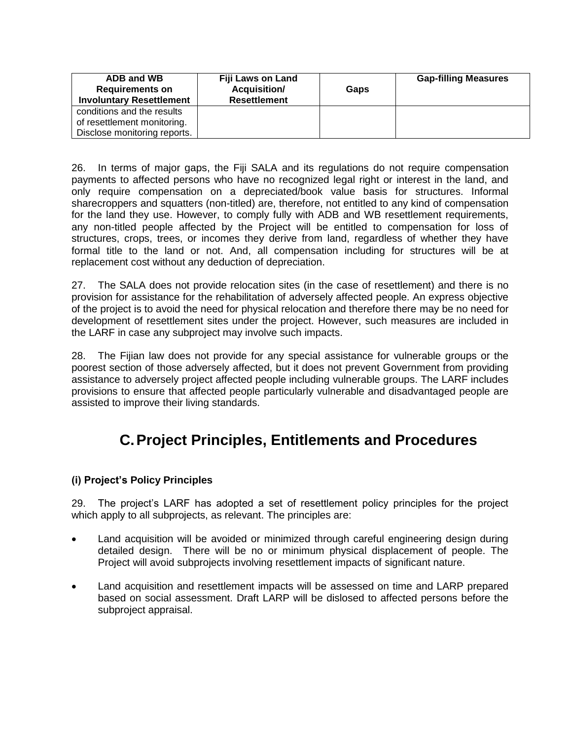| ADB and WB Requirements on Involuntary Resettlement | Fiji Laws on Land Acquisition/ Resettlement | Gaps | Gap-filling Measures |
|---|---|---|---|
| conditions and the results of resettlement monitoring. Disclose monitoring reports. | | | |

26. In terms of major gaps, the Fiji SALA and its regulations do not require compensation payments to affected persons who have no recognized legal right or interest in the land, and only require compensation on a depreciated/book value basis for structures. Informal sharecroppers and squatters (non-titled) are, therefore, not entitled to any kind of compensation for the land they use. However, to comply fully with ADB and WB resettlement requirements, any non-titled people affected by the Project will be entitled to compensation for loss of structures, crops, trees, or incomes they derive from land, regardless of whether they have formal title to the land or not. And, all compensation including for structures will be at replacement cost without any deduction of depreciation.

27. The SALA does not provide relocation sites (in the case of resettlement) and there is no provision for assistance for the rehabilitation of adversely affected people. An express objective of the project is to avoid the need for physical relocation and therefore there may be no need for development of resettlement sites under the project. However, such measures are included in the LARF in case any subproject may involve such impacts.

28. The Fijian law does not provide for any special assistance for vulnerable groups or the poorest section of those adversely affected, but it does not prevent Government from providing assistance to adversely project affected people including vulnerable groups. The LARF includes provisions to ensure that affected people particularly vulnerable and disadvantaged people are assisted to improve their living standards.

## C. Project Principles, Entitlements and Procedures

### (i) Project's Policy Principles

29. The project's LARF has adopted a set of resettlement policy principles for the project which apply to all subprojects, as relevant. The principles are:

- Land acquisition will be avoided or minimized through careful engineering design during detailed design. There will be no or minimum physical displacement of people. The Project will avoid subprojects involving resettlement impacts of significant nature.
- Land acquisition and resettlement impacts will be assessed on time and LARP prepared based on social assessment. Draft LARP will be dislosed to affected persons before the subproject appraisal.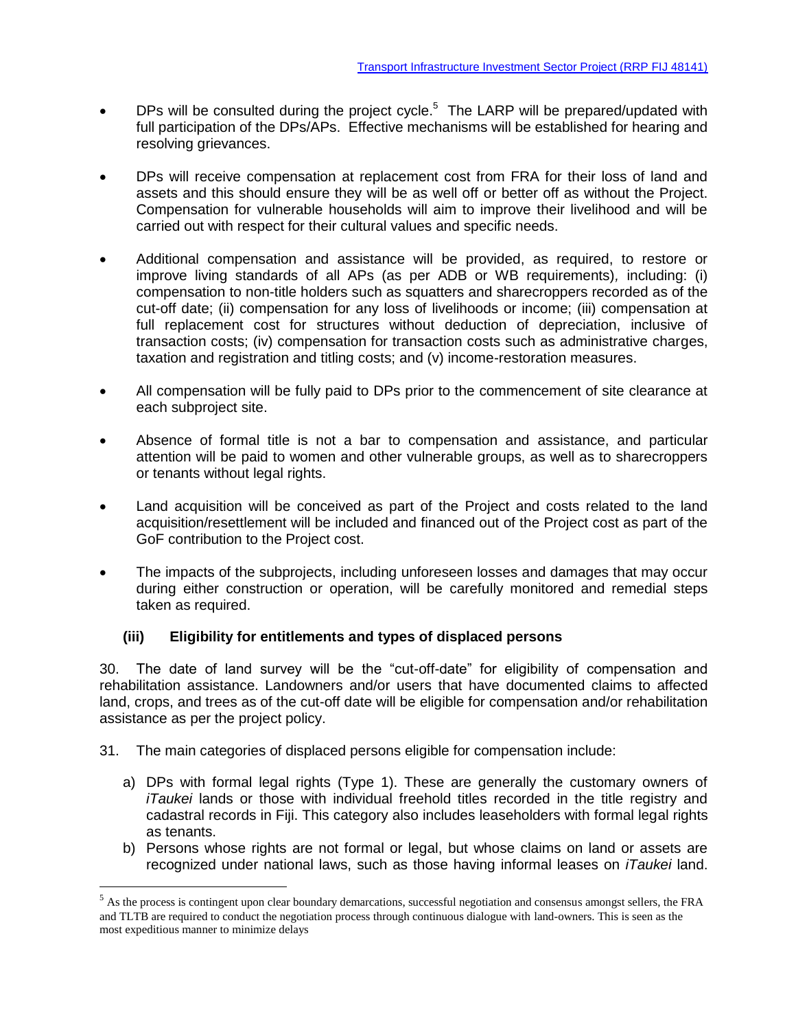- DPs will be consulted during the project cycle.[5] The LARP will be prepared/updated with full participation of the DPs/APs. Effective mechanisms will be established for hearing and resolving grievances.

- DPs will receive compensation at replacement cost from FRA for their loss of land and assets and this should ensure they will be as well off or better off as without the Project. Compensation for vulnerable households will aim to improve their livelihood and will be carried out with respect for their cultural values and specific needs.

- Additional compensation and assistance will be provided, as required, to restore or improve living standards of all APs (as per ADB or WB requirements), including: (i) compensation to non-title holders such as squatters and sharecroppers recorded as of the cut-off date; (ii) compensation for any loss of livelihoods or income; (iii) compensation at full replacement cost for structures without deduction of depreciation, inclusive of transaction costs; (iv) compensation for transaction costs such as administrative charges, taxation and registration and titling costs; and (v) income-restoration measures.

- All compensation will be fully paid to DPs prior to the commencement of site clearance at each subproject site.

- Absence of formal title is not a bar to compensation and assistance, and particular attention will be paid to women and other vulnerable groups, as well as to sharecroppers or tenants without legal rights.

- Land acquisition will be conceived as part of the Project and costs related to the land acquisition/resettlement will be included and financed out of the Project cost as part of the GoF contribution to the Project cost.

- The impacts of the subprojects, including unforeseen losses and damages that may occur during either construction or operation, will be carefully monitored and remedial steps taken as required.

### (iii) Eligibility for entitlements and types of displaced persons

30. The date of land survey will be the "cut-off-date" for eligibility of compensation and rehabilitation assistance. Landowners and/or users that have documented claims to affected land, crops, and trees as of the cut-off date will be eligible for compensation and/or rehabilitation assistance as per the project policy.

31. The main categories of displaced persons eligible for compensation include:

a) DPs with formal legal rights (Type 1). These are generally the customary owners of *iTaukei* lands or those with individual freehold titles recorded in the title registry and cadastral records in Fiji. This category also includes leaseholders with formal legal rights as tenants.

b) Persons whose rights are not formal or legal, but whose claims on land or assets are recognized under national laws, such as those having informal leases on *iTaukei* land.

---

[5] As the process is contingent upon clear boundary demarcations, successful negotiation and consensus amongst sellers, the FRA and TLTB are required to conduct the negotiation process through continuous dialogue with land-owners. This is seen as the most expeditious manner to minimize delays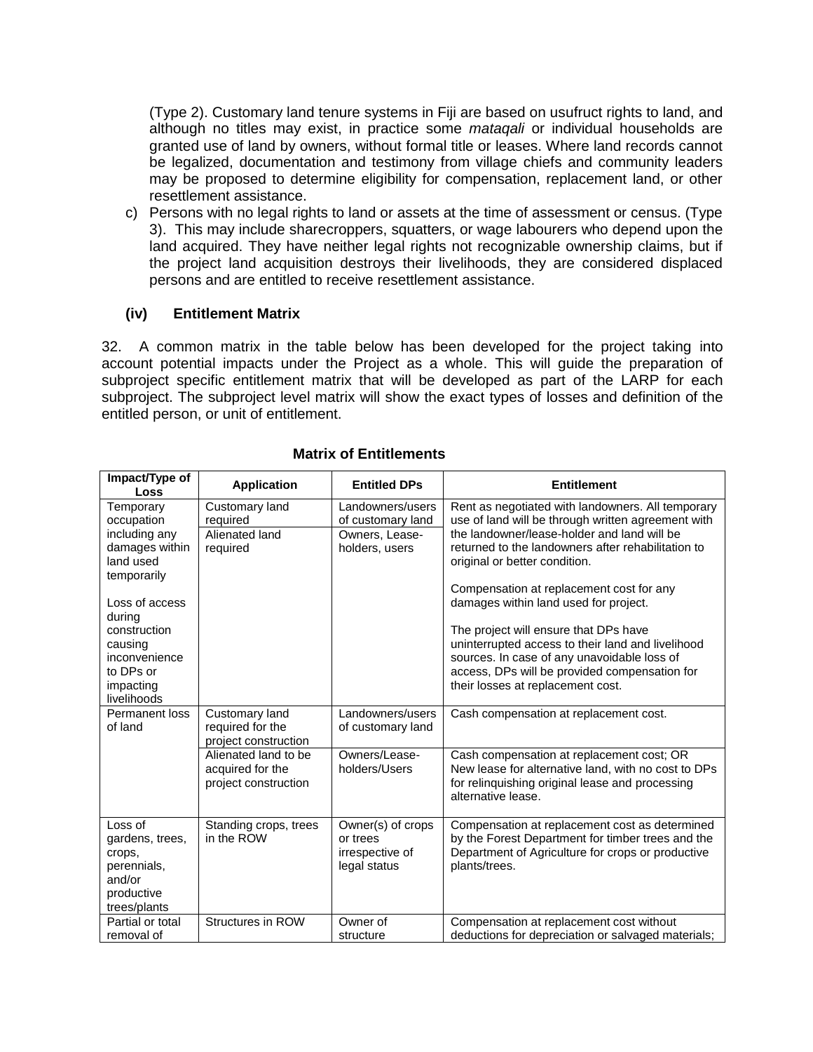(Type 2). Customary land tenure systems in Fiji are based on usufruct rights to land, and although no titles may exist, in practice some *mataqali* or individual households are granted use of land by owners, without formal title or leases. Where land records cannot be legalized, documentation and testimony from village chiefs and community leaders may be proposed to determine eligibility for compensation, replacement land, or other resettlement assistance.

c) Persons with no legal rights to land or assets at the time of assessment or census. (Type 3). This may include sharecroppers, squatters, or wage labourers who depend upon the land acquired. They have neither legal rights not recognizable ownership claims, but if the project land acquisition destroys their livelihoods, they are considered displaced persons and are entitled to receive resettlement assistance.

### (iv) Entitlement Matrix

32. A common matrix in the table below has been developed for the project taking into account potential impacts under the Project as a whole. This will guide the preparation of subproject specific entitlement matrix that will be developed as part of the LARP for each subproject. The subproject level matrix will show the exact types of losses and definition of the entitled person, or unit of entitlement.

**Matrix of Entitlements**

| Impact/Type of Loss | Application | Entitled DPs | Entitlement |
|---|---|---|---|
| Temporary occupation including any damages within land used temporarily<br><br>Loss of access during construction causing inconvenience to DPs or impacting livelihoods | Customary land required | Landowners/users of customary land | Rent as negotiated with landowners. All temporary use of land will be through written agreement with the landowner/lease-holder and land will be returned to the landowners after rehabilitation to original or better condition.<br><br>Compensation at replacement cost for any damages within land used for project.<br><br>The project will ensure that DPs have uninterrupted access to their land and livelihood sources. In case of any unavoidable loss of access, DPs will be provided compensation for their losses at replacement cost. |
| | Alienated land required | Owners, Lease-holders, users | |
| Permanent loss of land | Customary land required for the project construction | Landowners/users of customary land | Cash compensation at replacement cost. |
| | Alienated land to be acquired for the project construction | Owners/Lease-holders/Users | Cash compensation at replacement cost; OR New lease for alternative land, with no cost to DPs for relinquishing original lease and processing alternative lease. |
| Loss of gardens, trees, crops, perennials, and/or productive trees/plants | Standing crops, trees in the ROW | Owner(s) of crops or trees irrespective of legal status | Compensation at replacement cost as determined by the Forest Department for timber trees and the Department of Agriculture for crops or productive plants/trees. |
| Partial or total removal of | Structures in ROW | Owner of structure | Compensation at replacement cost without deductions for depreciation or salvaged materials; |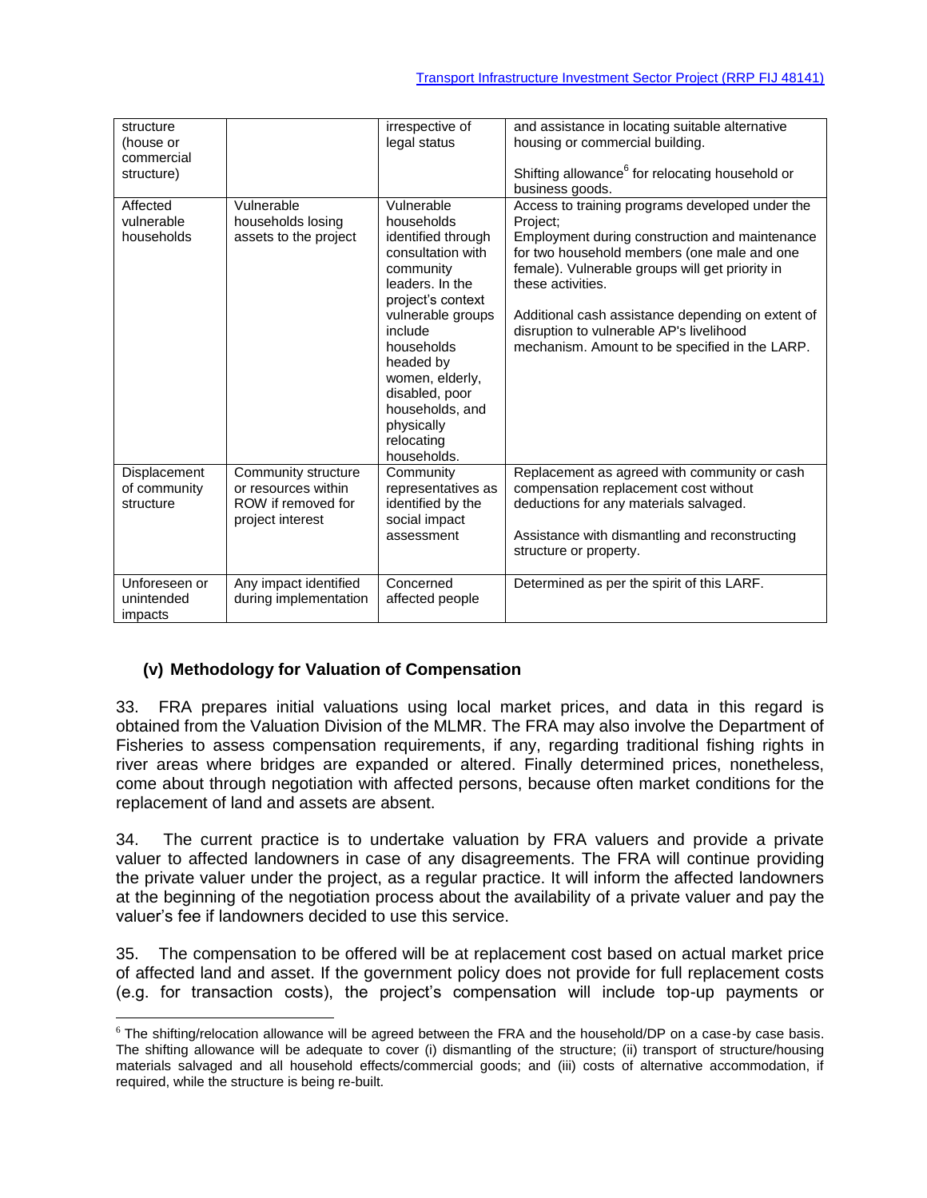| structure (house or commercial structure) | | irrespective of legal status | and assistance in locating suitable alternative housing or commercial building.<br><br>Shifting allowance[6] for relocating household or business goods. |
|---|---|---|---|
| Affected vulnerable households | Vulnerable households losing assets to the project | Vulnerable households identified through consultation with community leaders. In the project's context vulnerable groups include households headed by women, elderly, disabled, poor households, and physically relocating households. | Access to training programs developed under the Project;<br>Employment during construction and maintenance for two household members (one male and one female). Vulnerable groups will get priority in these activities.<br><br>Additional cash assistance depending on extent of disruption to vulnerable AP's livelihood mechanism. Amount to be specified in the LARP. |
| Displacement of community structure | Community structure or resources within ROW if removed for project interest | Community representatives as identified by the social impact assessment | Replacement as agreed with community or cash compensation replacement cost without deductions for any materials salvaged.<br><br>Assistance with dismantling and reconstructing structure or property. |
| Unforeseen or unintended impacts | Any impact identified during implementation | Concerned affected people | Determined as per the spirit of this LARF. |

### (v) Methodology for Valuation of Compensation

33. FRA prepares initial valuations using local market prices, and data in this regard is obtained from the Valuation Division of the MLMR. The FRA may also involve the Department of Fisheries to assess compensation requirements, if any, regarding traditional fishing rights in river areas where bridges are expanded or altered. Finally determined prices, nonetheless, come about through negotiation with affected persons, because often market conditions for the replacement of land and assets are absent.

34. The current practice is to undertake valuation by FRA valuers and provide a private valuer to affected landowners in case of any disagreements. The FRA will continue providing the private valuer under the project, as a regular practice. It will inform the affected landowners at the beginning of the negotiation process about the availability of a private valuer and pay the valuer's fee if landowners decided to use this service.

35. The compensation to be offered will be at replacement cost based on actual market price of affected land and asset. If the government policy does not provide for full replacement costs (e.g. for transaction costs), the project's compensation will include top-up payments or

[6] The shifting/relocation allowance will be agreed between the FRA and the household/DP on a case-by case basis. The shifting allowance will be adequate to cover (i) dismantling of the structure; (ii) transport of structure/housing materials salvaged and all household effects/commercial goods; and (iii) costs of alternative accommodation, if required, while the structure is being re-built.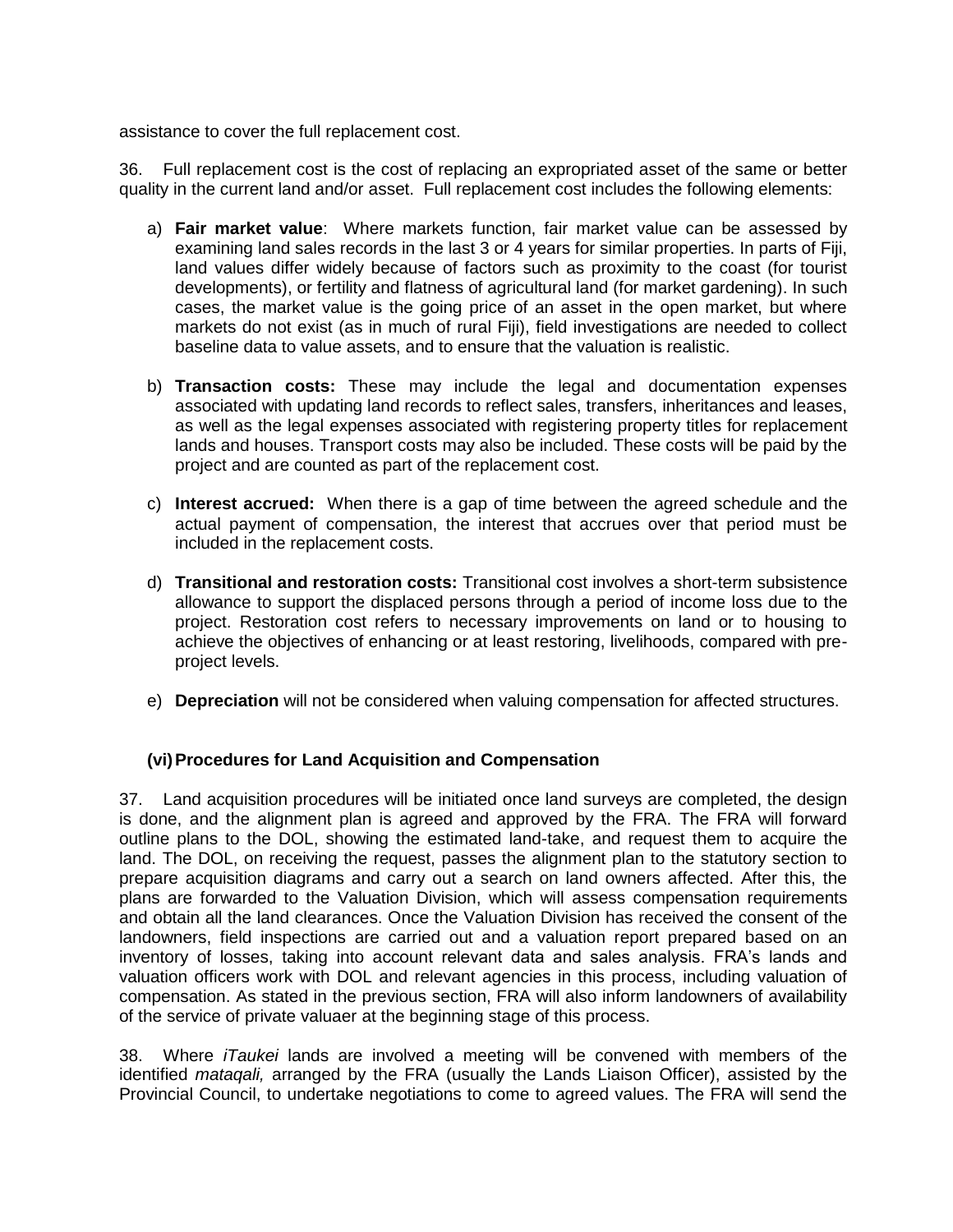assistance to cover the full replacement cost.

36. Full replacement cost is the cost of replacing an expropriated asset of the same or better quality in the current land and/or asset. Full replacement cost includes the following elements:

a) **Fair market value**: Where markets function, fair market value can be assessed by examining land sales records in the last 3 or 4 years for similar properties. In parts of Fiji, land values differ widely because of factors such as proximity to the coast (for tourist developments), or fertility and flatness of agricultural land (for market gardening). In such cases, the market value is the going price of an asset in the open market, but where markets do not exist (as in much of rural Fiji), field investigations are needed to collect baseline data to value assets, and to ensure that the valuation is realistic.

b) **Transaction costs:** These may include the legal and documentation expenses associated with updating land records to reflect sales, transfers, inheritances and leases, as well as the legal expenses associated with registering property titles for replacement lands and houses. Transport costs may also be included. These costs will be paid by the project and are counted as part of the replacement cost.

c) **Interest accrued:** When there is a gap of time between the agreed schedule and the actual payment of compensation, the interest that accrues over that period must be included in the replacement costs.

d) **Transitional and restoration costs:** Transitional cost involves a short-term subsistence allowance to support the displaced persons through a period of income loss due to the project. Restoration cost refers to necessary improvements on land or to housing to achieve the objectives of enhancing or at least restoring, livelihoods, compared with pre-project levels.

e) **Depreciation** will not be considered when valuing compensation for affected structures.

### (vi) Procedures for Land Acquisition and Compensation

37. Land acquisition procedures will be initiated once land surveys are completed, the design is done, and the alignment plan is agreed and approved by the FRA. The FRA will forward outline plans to the DOL, showing the estimated land-take, and request them to acquire the land. The DOL, on receiving the request, passes the alignment plan to the statutory section to prepare acquisition diagrams and carry out a search on land owners affected. After this, the plans are forwarded to the Valuation Division, which will assess compensation requirements and obtain all the land clearances. Once the Valuation Division has received the consent of the landowners, field inspections are carried out and a valuation report prepared based on an inventory of losses, taking into account relevant data and sales analysis. FRA's lands and valuation officers work with DOL and relevant agencies in this process, including valuation of compensation. As stated in the previous section, FRA will also inform landowners of availability of the service of private valuaer at the beginning stage of this process.

38. Where *iTaukei* lands are involved a meeting will be convened with members of the identified *mataqali,* arranged by the FRA (usually the Lands Liaison Officer), assisted by the Provincial Council, to undertake negotiations to come to agreed values. The FRA will send the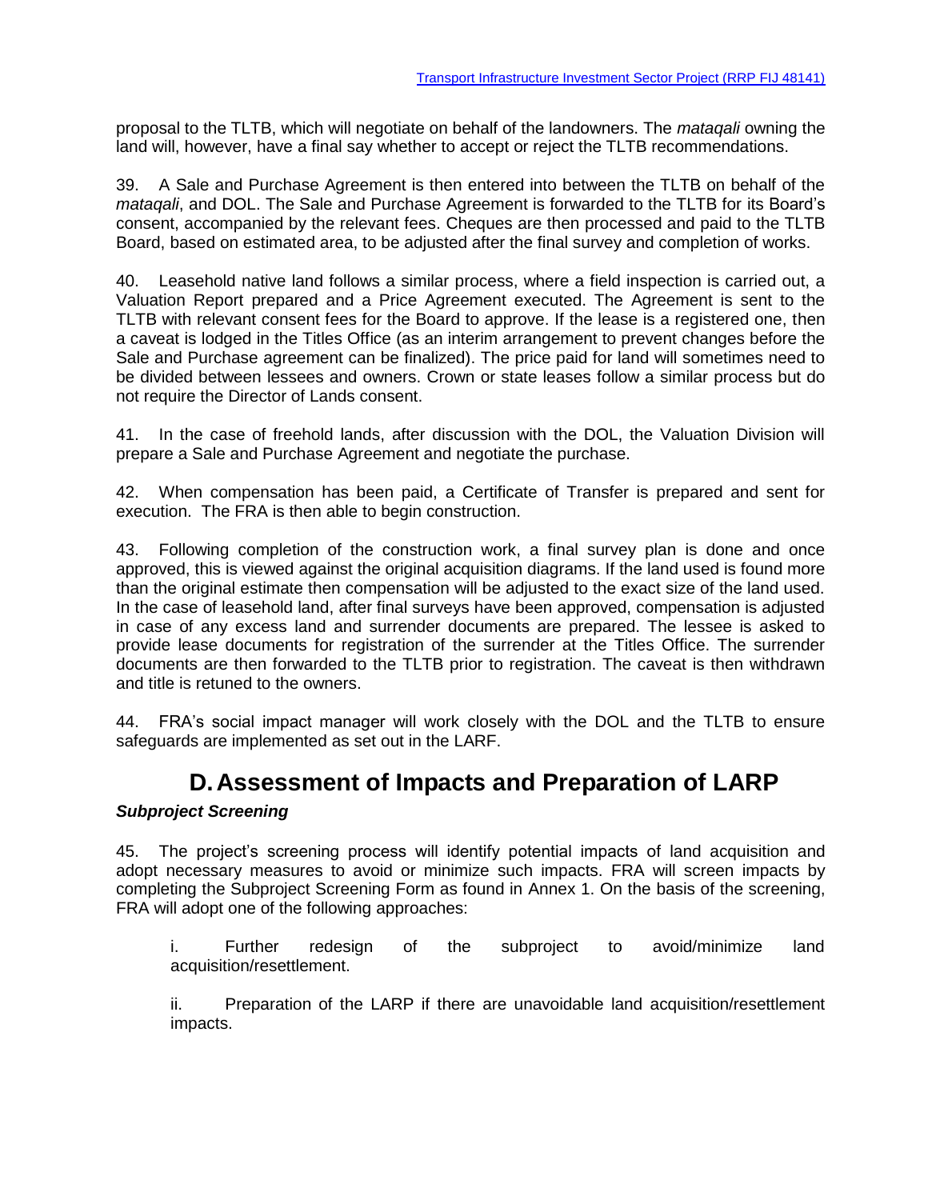proposal to the TLTB, which will negotiate on behalf of the landowners. The *mataqali* owning the land will, however, have a final say whether to accept or reject the TLTB recommendations.

39. A Sale and Purchase Agreement is then entered into between the TLTB on behalf of the *mataqali*, and DOL. The Sale and Purchase Agreement is forwarded to the TLTB for its Board's consent, accompanied by the relevant fees. Cheques are then processed and paid to the TLTB Board, based on estimated area, to be adjusted after the final survey and completion of works.

40. Leasehold native land follows a similar process, where a field inspection is carried out, a Valuation Report prepared and a Price Agreement executed. The Agreement is sent to the TLTB with relevant consent fees for the Board to approve. If the lease is a registered one, then a caveat is lodged in the Titles Office (as an interim arrangement to prevent changes before the Sale and Purchase agreement can be finalized). The price paid for land will sometimes need to be divided between lessees and owners. Crown or state leases follow a similar process but do not require the Director of Lands consent.

41. In the case of freehold lands, after discussion with the DOL, the Valuation Division will prepare a Sale and Purchase Agreement and negotiate the purchase.

42. When compensation has been paid, a Certificate of Transfer is prepared and sent for execution. The FRA is then able to begin construction.

43. Following completion of the construction work, a final survey plan is done and once approved, this is viewed against the original acquisition diagrams. If the land used is found more than the original estimate then compensation will be adjusted to the exact size of the land used. In the case of leasehold land, after final surveys have been approved, compensation is adjusted in case of any excess land and surrender documents are prepared. The lessee is asked to provide lease documents for registration of the surrender at the Titles Office. The surrender documents are then forwarded to the TLTB prior to registration. The caveat is then withdrawn and title is retuned to the owners.

44. FRA's social impact manager will work closely with the DOL and the TLTB to ensure safeguards are implemented as set out in the LARF.

## D. Assessment of Impacts and Preparation of LARP

***Subproject Screening***

45. The project's screening process will identify potential impacts of land acquisition and adopt necessary measures to avoid or minimize such impacts. FRA will screen impacts by completing the Subproject Screening Form as found in Annex 1. On the basis of the screening, FRA will adopt one of the following approaches:

i. Further redesign of the subproject to avoid/minimize land acquisition/resettlement.

ii. Preparation of the LARP if there are unavoidable land acquisition/resettlement impacts.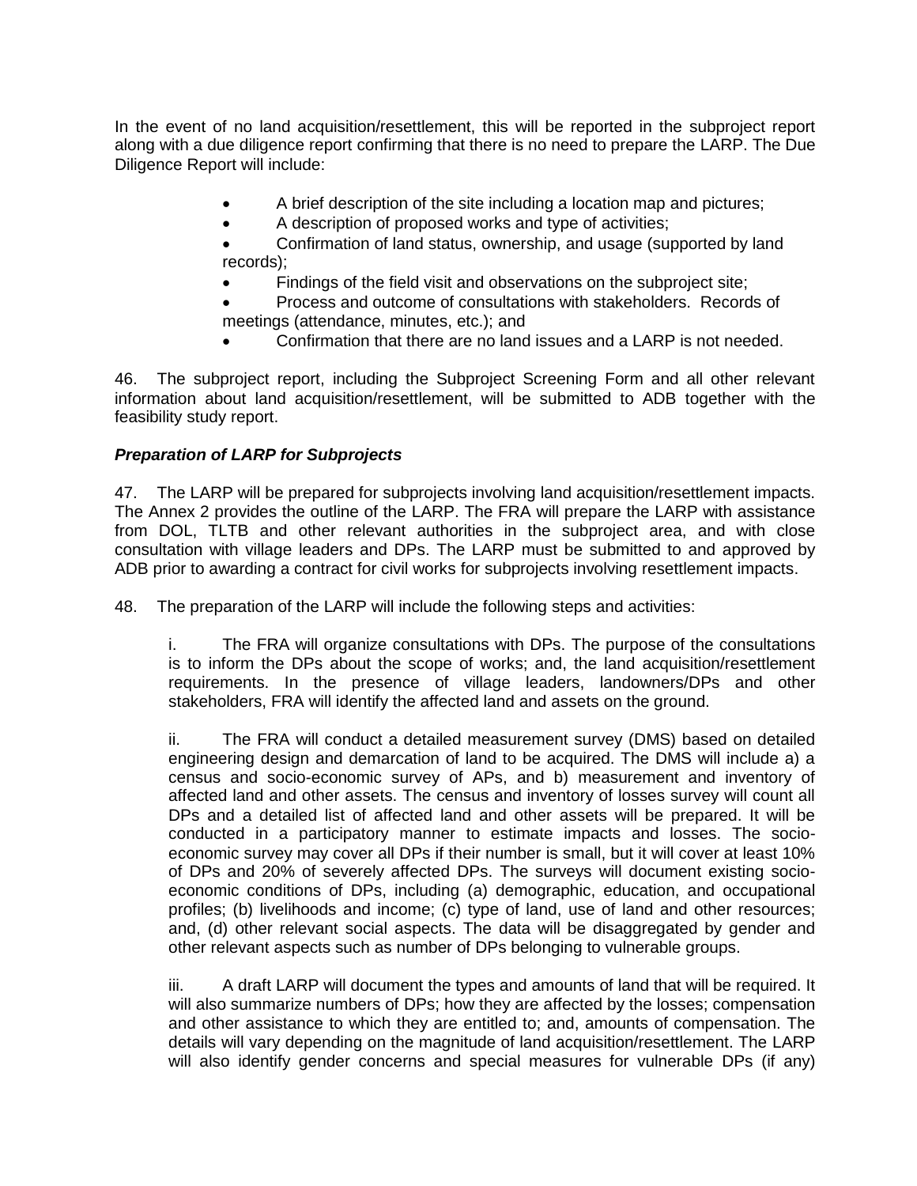In the event of no land acquisition/resettlement, this will be reported in the subproject report along with a due diligence report confirming that there is no need to prepare the LARP. The Due Diligence Report will include:

- A brief description of the site including a location map and pictures;
- A description of proposed works and type of activities;
- Confirmation of land status, ownership, and usage (supported by land records);
- Findings of the field visit and observations on the subproject site;
- Process and outcome of consultations with stakeholders. Records of meetings (attendance, minutes, etc.); and
- Confirmation that there are no land issues and a LARP is not needed.

46. The subproject report, including the Subproject Screening Form and all other relevant information about land acquisition/resettlement, will be submitted to ADB together with the feasibility study report.

***Preparation of LARP for Subprojects***

47. The LARP will be prepared for subprojects involving land acquisition/resettlement impacts. The Annex 2 provides the outline of the LARP. The FRA will prepare the LARP with assistance from DOL, TLTB and other relevant authorities in the subproject area, and with close consultation with village leaders and DPs. The LARP must be submitted to and approved by ADB prior to awarding a contract for civil works for subprojects involving resettlement impacts.

48. The preparation of the LARP will include the following steps and activities:

i. The FRA will organize consultations with DPs. The purpose of the consultations is to inform the DPs about the scope of works; and, the land acquisition/resettlement requirements. In the presence of village leaders, landowners/DPs and other stakeholders, FRA will identify the affected land and assets on the ground.

ii. The FRA will conduct a detailed measurement survey (DMS) based on detailed engineering design and demarcation of land to be acquired. The DMS will include a) a census and socio-economic survey of APs, and b) measurement and inventory of affected land and other assets. The census and inventory of losses survey will count all DPs and a detailed list of affected land and other assets will be prepared. It will be conducted in a participatory manner to estimate impacts and losses. The socio-economic survey may cover all DPs if their number is small, but it will cover at least 10% of DPs and 20% of severely affected DPs. The surveys will document existing socio-economic conditions of DPs, including (a) demographic, education, and occupational profiles; (b) livelihoods and income; (c) type of land, use of land and other resources; and, (d) other relevant social aspects. The data will be disaggregated by gender and other relevant aspects such as number of DPs belonging to vulnerable groups.

iii. A draft LARP will document the types and amounts of land that will be required. It will also summarize numbers of DPs; how they are affected by the losses; compensation and other assistance to which they are entitled to; and, amounts of compensation. The details will vary depending on the magnitude of land acquisition/resettlement. The LARP will also identify gender concerns and special measures for vulnerable DPs (if any)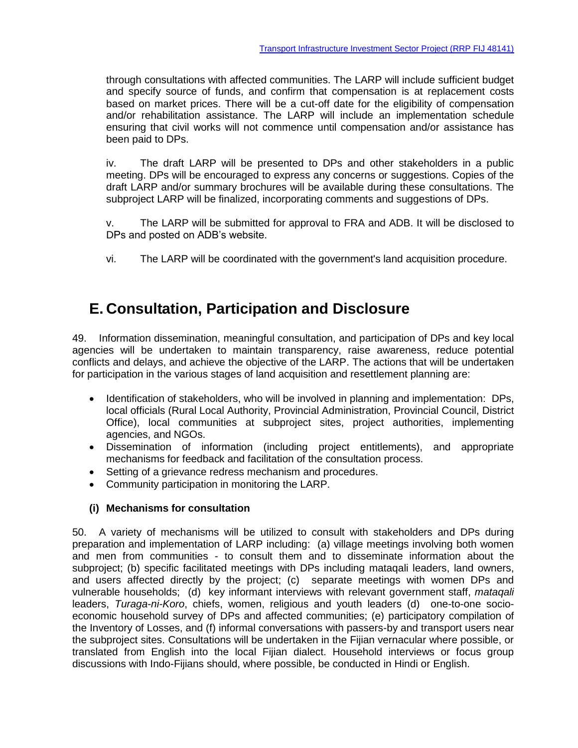through consultations with affected communities. The LARP will include sufficient budget and specify source of funds, and confirm that compensation is at replacement costs based on market prices. There will be a cut-off date for the eligibility of compensation and/or rehabilitation assistance. The LARP will include an implementation schedule ensuring that civil works will not commence until compensation and/or assistance has been paid to DPs.

iv. The draft LARP will be presented to DPs and other stakeholders in a public meeting. DPs will be encouraged to express any concerns or suggestions. Copies of the draft LARP and/or summary brochures will be available during these consultations. The subproject LARP will be finalized, incorporating comments and suggestions of DPs.

v. The LARP will be submitted for approval to FRA and ADB. It will be disclosed to DPs and posted on ADB's website.

vi. The LARP will be coordinated with the government's land acquisition procedure.

# E. Consultation, Participation and Disclosure

49. Information dissemination, meaningful consultation, and participation of DPs and key local agencies will be undertaken to maintain transparency, raise awareness, reduce potential conflicts and delays, and achieve the objective of the LARP. The actions that will be undertaken for participation in the various stages of land acquisition and resettlement planning are:

- Identification of stakeholders, who will be involved in planning and implementation: DPs, local officials (Rural Local Authority, Provincial Administration, Provincial Council, District Office), local communities at subproject sites, project authorities, implementing agencies, and NGOs.
- Dissemination of information (including project entitlements), and appropriate mechanisms for feedback and facilitation of the consultation process.
- Setting of a grievance redress mechanism and procedures.
- Community participation in monitoring the LARP.

### (i) Mechanisms for consultation

50. A variety of mechanisms will be utilized to consult with stakeholders and DPs during preparation and implementation of LARP including: (a) village meetings involving both women and men from communities - to consult them and to disseminate information about the subproject; (b) specific facilitated meetings with DPs including mataqali leaders, land owners, and users affected directly by the project; (c) separate meetings with women DPs and vulnerable households; (d) key informant interviews with relevant government staff, *mataqali* leaders, *Turaga-ni-Koro*, chiefs, women, religious and youth leaders (d) one-to-one socio-economic household survey of DPs and affected communities; (e) participatory compilation of the Inventory of Losses, and (f) informal conversations with passers-by and transport users near the subproject sites. Consultations will be undertaken in the Fijian vernacular where possible, or translated from English into the local Fijian dialect. Household interviews or focus group discussions with Indo-Fijians should, where possible, be conducted in Hindi or English.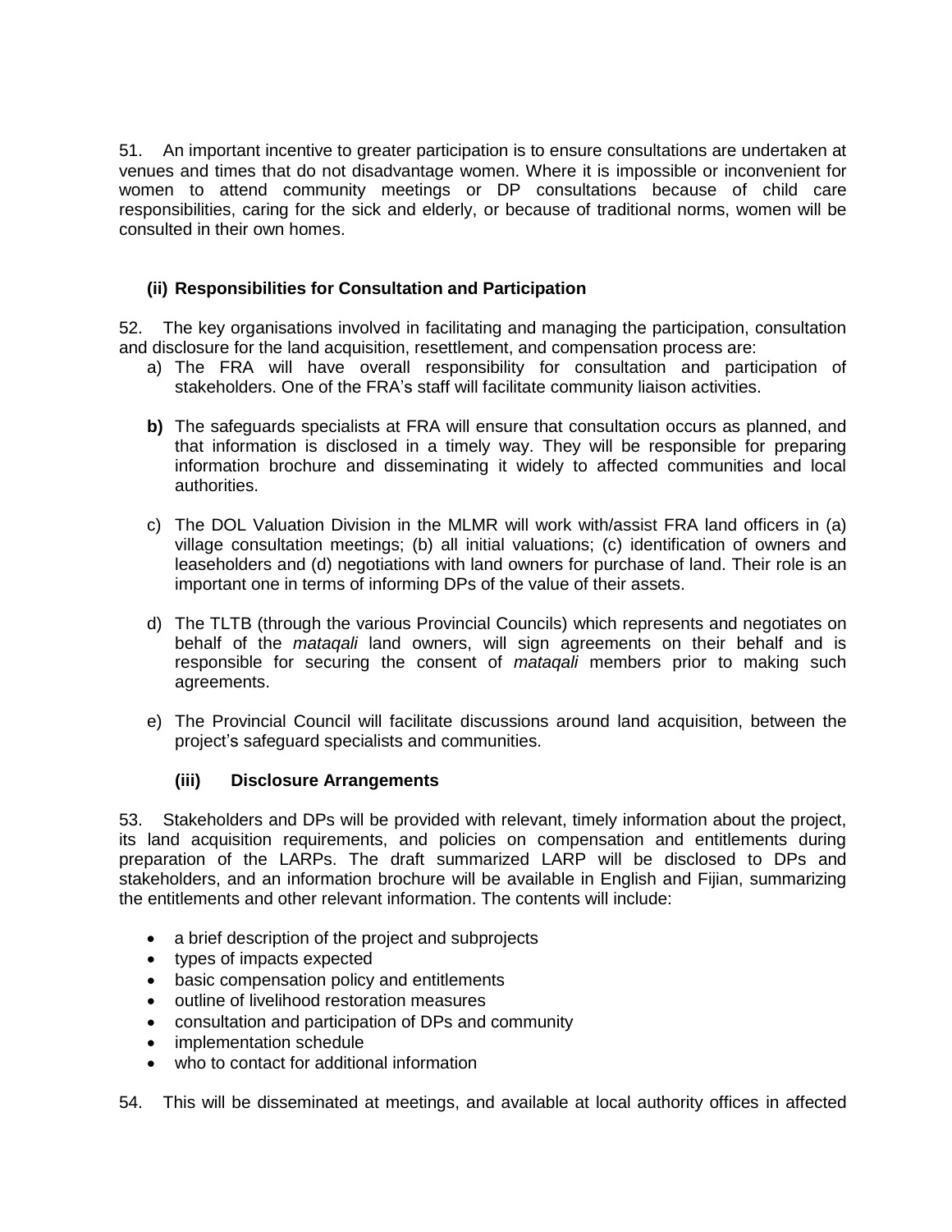51. An important incentive to greater participation is to ensure consultations are undertaken at venues and times that do not disadvantage women. Where it is impossible or inconvenient for women to attend community meetings or DP consultations because of child care responsibilities, caring for the sick and elderly, or because of traditional norms, women will be consulted in their own homes.

### (ii) Responsibilities for Consultation and Participation

52. The key organisations involved in facilitating and managing the participation, consultation and disclosure for the land acquisition, resettlement, and compensation process are:

a) The FRA will have overall responsibility for consultation and participation of stakeholders. One of the FRA's staff will facilitate community liaison activities.

**b)** The safeguards specialists at FRA will ensure that consultation occurs as planned, and that information is disclosed in a timely way. They will be responsible for preparing information brochure and disseminating it widely to affected communities and local authorities.

c) The DOL Valuation Division in the MLMR will work with/assist FRA land officers in (a) village consultation meetings; (b) all initial valuations; (c) identification of owners and leaseholders and (d) negotiations with land owners for purchase of land. Their role is an important one in terms of informing DPs of the value of their assets.

d) The TLTB (through the various Provincial Councils) which represents and negotiates on behalf of the *mataqali* land owners, will sign agreements on their behalf and is responsible for securing the consent of *mataqali* members prior to making such agreements.

e) The Provincial Council will facilitate discussions around land acquisition, between the project's safeguard specialists and communities.

### (iii) Disclosure Arrangements

53. Stakeholders and DPs will be provided with relevant, timely information about the project, its land acquisition requirements, and policies on compensation and entitlements during preparation of the LARPs. The draft summarized LARP will be disclosed to DPs and stakeholders, and an information brochure will be available in English and Fijian, summarizing the entitlements and other relevant information. The contents will include:

- a brief description of the project and subprojects
- types of impacts expected
- basic compensation policy and entitlements
- outline of livelihood restoration measures
- consultation and participation of DPs and community
- implementation schedule
- who to contact for additional information

54. This will be disseminated at meetings, and available at local authority offices in affected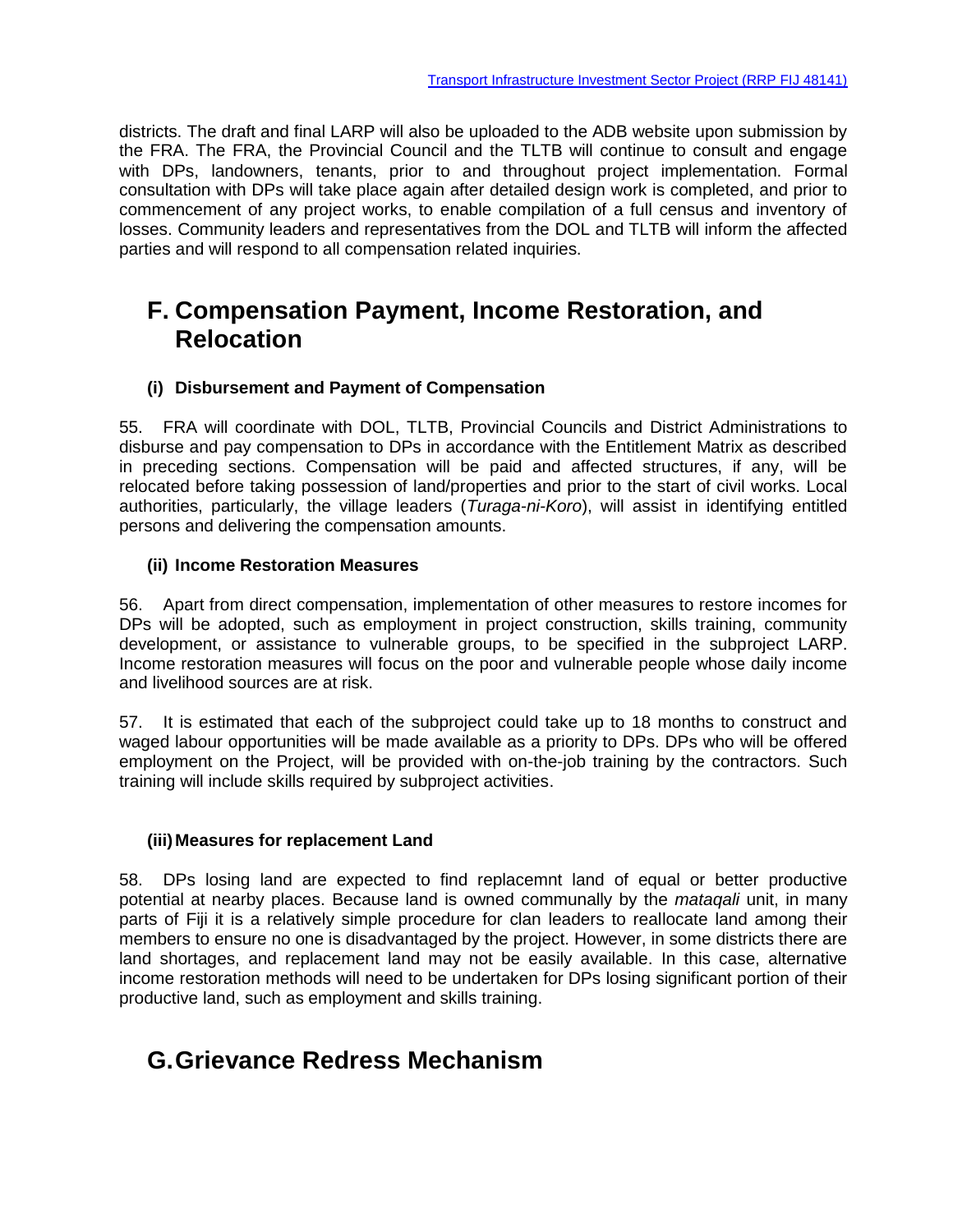districts. The draft and final LARP will also be uploaded to the ADB website upon submission by the FRA. The FRA, the Provincial Council and the TLTB will continue to consult and engage with DPs, landowners, tenants, prior to and throughout project implementation. Formal consultation with DPs will take place again after detailed design work is completed, and prior to commencement of any project works, to enable compilation of a full census and inventory of losses. Community leaders and representatives from the DOL and TLTB will inform the affected parties and will respond to all compensation related inquiries.

## F. Compensation Payment, Income Restoration, and Relocation

### (i) Disbursement and Payment of Compensation

55. FRA will coordinate with DOL, TLTB, Provincial Councils and District Administrations to disburse and pay compensation to DPs in accordance with the Entitlement Matrix as described in preceding sections. Compensation will be paid and affected structures, if any, will be relocated before taking possession of land/properties and prior to the start of civil works. Local authorities, particularly, the village leaders (*Turaga-ni-Koro*), will assist in identifying entitled persons and delivering the compensation amounts.

### (ii) Income Restoration Measures

56. Apart from direct compensation, implementation of other measures to restore incomes for DPs will be adopted, such as employment in project construction, skills training, community development, or assistance to vulnerable groups, to be specified in the subproject LARP. Income restoration measures will focus on the poor and vulnerable people whose daily income and livelihood sources are at risk.

57. It is estimated that each of the subproject could take up to 18 months to construct and waged labour opportunities will be made available as a priority to DPs. DPs who will be offered employment on the Project, will be provided with on-the-job training by the contractors. Such training will include skills required by subproject activities.

### (iii) Measures for replacement Land

58. DPs losing land are expected to find replacemnt land of equal or better productive potential at nearby places. Because land is owned communally by the *mataqali* unit, in many parts of Fiji it is a relatively simple procedure for clan leaders to reallocate land among their members to ensure no one is disadvantaged by the project. However, in some districts there are land shortages, and replacement land may not be easily available. In this case, alternative income restoration methods will need to be undertaken for DPs losing significant portion of their productive land, such as employment and skills training.

## G. Grievance Redress Mechanism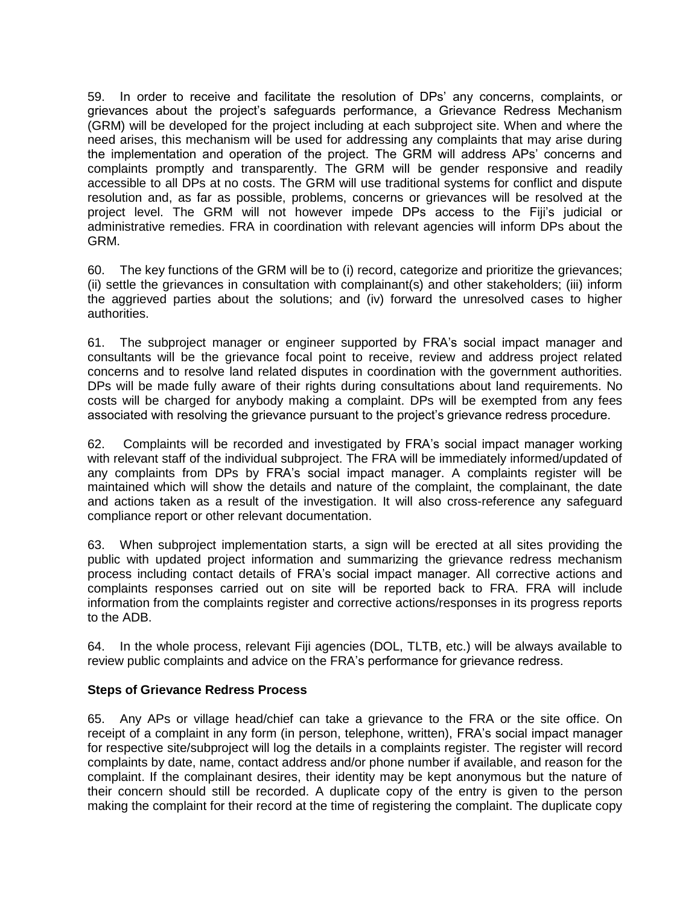59. In order to receive and facilitate the resolution of DPs' any concerns, complaints, or grievances about the project's safeguards performance, a Grievance Redress Mechanism (GRM) will be developed for the project including at each subproject site. When and where the need arises, this mechanism will be used for addressing any complaints that may arise during the implementation and operation of the project. The GRM will address APs' concerns and complaints promptly and transparently. The GRM will be gender responsive and readily accessible to all DPs at no costs. The GRM will use traditional systems for conflict and dispute resolution and, as far as possible, problems, concerns or grievances will be resolved at the project level. The GRM will not however impede DPs access to the Fiji's judicial or administrative remedies. FRA in coordination with relevant agencies will inform DPs about the GRM.

60. The key functions of the GRM will be to (i) record, categorize and prioritize the grievances; (ii) settle the grievances in consultation with complainant(s) and other stakeholders; (iii) inform the aggrieved parties about the solutions; and (iv) forward the unresolved cases to higher authorities.

61. The subproject manager or engineer supported by FRA's social impact manager and consultants will be the grievance focal point to receive, review and address project related concerns and to resolve land related disputes in coordination with the government authorities. DPs will be made fully aware of their rights during consultations about land requirements. No costs will be charged for anybody making a complaint. DPs will be exempted from any fees associated with resolving the grievance pursuant to the project's grievance redress procedure.

62. Complaints will be recorded and investigated by FRA's social impact manager working with relevant staff of the individual subproject. The FRA will be immediately informed/updated of any complaints from DPs by FRA's social impact manager. A complaints register will be maintained which will show the details and nature of the complaint, the complainant, the date and actions taken as a result of the investigation. It will also cross-reference any safeguard compliance report or other relevant documentation.

63. When subproject implementation starts, a sign will be erected at all sites providing the public with updated project information and summarizing the grievance redress mechanism process including contact details of FRA's social impact manager. All corrective actions and complaints responses carried out on site will be reported back to FRA. FRA will include information from the complaints register and corrective actions/responses in its progress reports to the ADB.

64. In the whole process, relevant Fiji agencies (DOL, TLTB, etc.) will be always available to review public complaints and advice on the FRA's performance for grievance redress.

**Steps of Grievance Redress Process**

65. Any APs or village head/chief can take a grievance to the FRA or the site office. On receipt of a complaint in any form (in person, telephone, written), FRA's social impact manager for respective site/subproject will log the details in a complaints register. The register will record complaints by date, name, contact address and/or phone number if available, and reason for the complaint. If the complainant desires, their identity may be kept anonymous but the nature of their concern should still be recorded. A duplicate copy of the entry is given to the person making the complaint for their record at the time of registering the complaint. The duplicate copy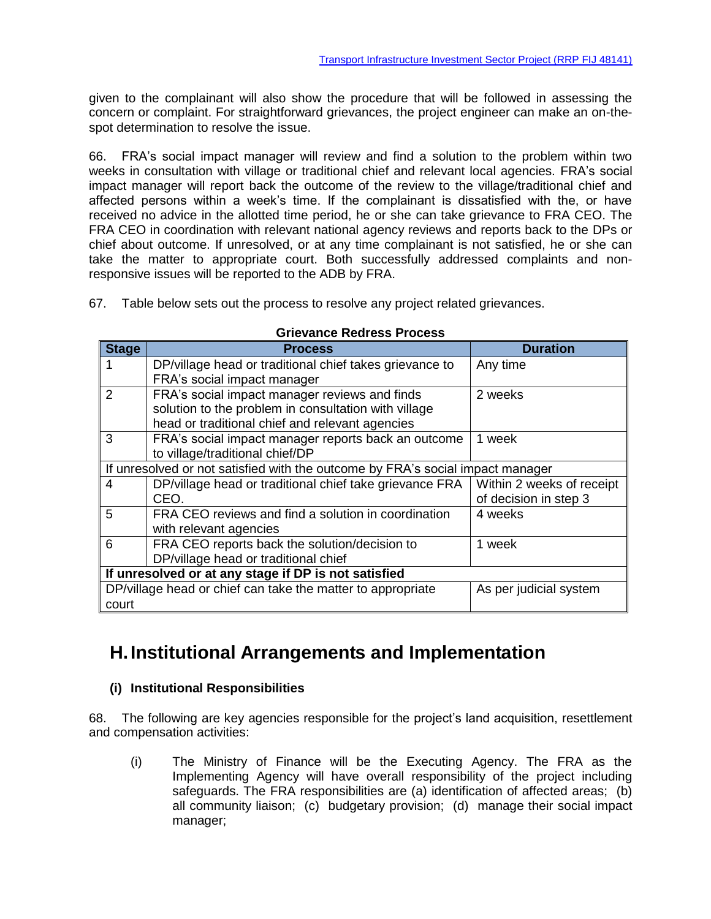given to the complainant will also show the procedure that will be followed in assessing the concern or complaint. For straightforward grievances, the project engineer can make an on-the-spot determination to resolve the issue.

66. FRA's social impact manager will review and find a solution to the problem within two weeks in consultation with village or traditional chief and relevant local agencies. FRA's social impact manager will report back the outcome of the review to the village/traditional chief and affected persons within a week's time. If the complainant is dissatisfied with the, or have received no advice in the allotted time period, he or she can take grievance to FRA CEO. The FRA CEO in coordination with relevant national agency reviews and reports back to the DPs or chief about outcome. If unresolved, or at any time complainant is not satisfied, he or she can take the matter to appropriate court. Both successfully addressed complaints and non-responsive issues will be reported to the ADB by FRA.

67. Table below sets out the process to resolve any project related grievances.

**Grievance Redress Process**

| Stage | Process | Duration |
|---|---|---|
| 1 | DP/village head or traditional chief takes grievance to FRA's social impact manager | Any time |
| 2 | FRA's social impact manager reviews and finds solution to the problem in consultation with village head or traditional chief and relevant agencies | 2 weeks |
| 3 | FRA's social impact manager reports back an outcome to village/traditional chief/DP | 1 week |
| If unresolved or not satisfied with the outcome by FRA's social impact manager | | |
| 4 | DP/village head or traditional chief take grievance FRA CEO. | Within 2 weeks of receipt of decision in step 3 |
| 5 | FRA CEO reviews and find a solution in coordination with relevant agencies | 4 weeks |
| 6 | FRA CEO reports back the solution/decision to DP/village head or traditional chief | 1 week |
| **If unresolved or at any stage if DP is not satisfied** | | |
| DP/village head or chief can take the matter to appropriate court | | As per judicial system |

## H. Institutional Arrangements and Implementation

### (i) Institutional Responsibilities

68. The following are key agencies responsible for the project's land acquisition, resettlement and compensation activities:

(i) The Ministry of Finance will be the Executing Agency. The FRA as the Implementing Agency will have overall responsibility of the project including safeguards. The FRA responsibilities are (a) identification of affected areas; (b) all community liaison; (c) budgetary provision; (d) manage their social impact manager;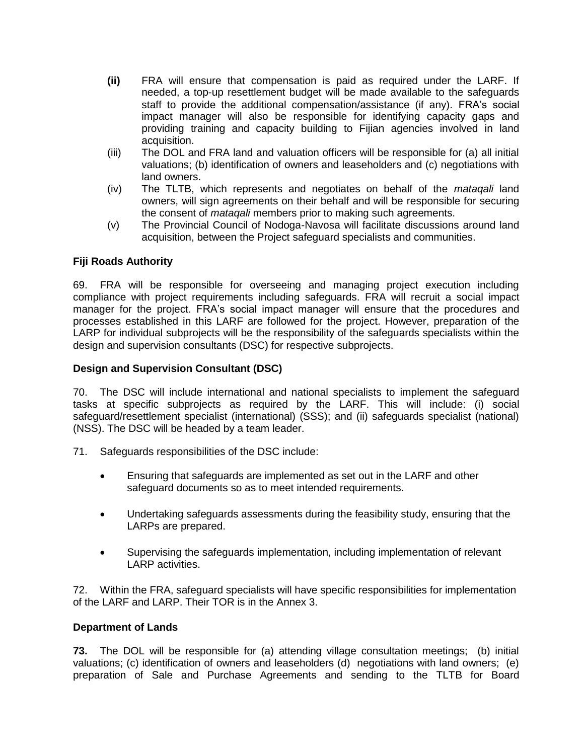**(ii)** FRA will ensure that compensation is paid as required under the LARF. If needed, a top-up resettlement budget will be made available to the safeguards staff to provide the additional compensation/assistance (if any). FRA's social impact manager will also be responsible for identifying capacity gaps and providing training and capacity building to Fijian agencies involved in land acquisition.

(iii) The DOL and FRA land and valuation officers will be responsible for (a) all initial valuations; (b) identification of owners and leaseholders and (c) negotiations with land owners.

(iv) The TLTB, which represents and negotiates on behalf of the *mataqali* land owners, will sign agreements on their behalf and will be responsible for securing the consent of *mataqali* members prior to making such agreements.

(v) The Provincial Council of Nodoga-Navosa will facilitate discussions around land acquisition, between the Project safeguard specialists and communities.

**Fiji Roads Authority**

69. FRA will be responsible for overseeing and managing project execution including compliance with project requirements including safeguards. FRA will recruit a social impact manager for the project. FRA's social impact manager will ensure that the procedures and processes established in this LARF are followed for the project. However, preparation of the LARP for individual subprojects will be the responsibility of the safeguards specialists within the design and supervision consultants (DSC) for respective subprojects.

**Design and Supervision Consultant (DSC)**

70. The DSC will include international and national specialists to implement the safeguard tasks at specific subprojects as required by the LARF. This will include: (i) social safeguard/resettlement specialist (international) (SSS); and (ii) safeguards specialist (national) (NSS). The DSC will be headed by a team leader.

71. Safeguards responsibilities of the DSC include:

- Ensuring that safeguards are implemented as set out in the LARF and other safeguard documents so as to meet intended requirements.
- Undertaking safeguards assessments during the feasibility study, ensuring that the LARPs are prepared.
- Supervising the safeguards implementation, including implementation of relevant LARP activities.

72. Within the FRA, safeguard specialists will have specific responsibilities for implementation of the LARF and LARP. Their TOR is in the Annex 3.

**Department of Lands**

**73.** The DOL will be responsible for (a) attending village consultation meetings; (b) initial valuations; (c) identification of owners and leaseholders (d) negotiations with land owners; (e) preparation of Sale and Purchase Agreements and sending to the TLTB for Board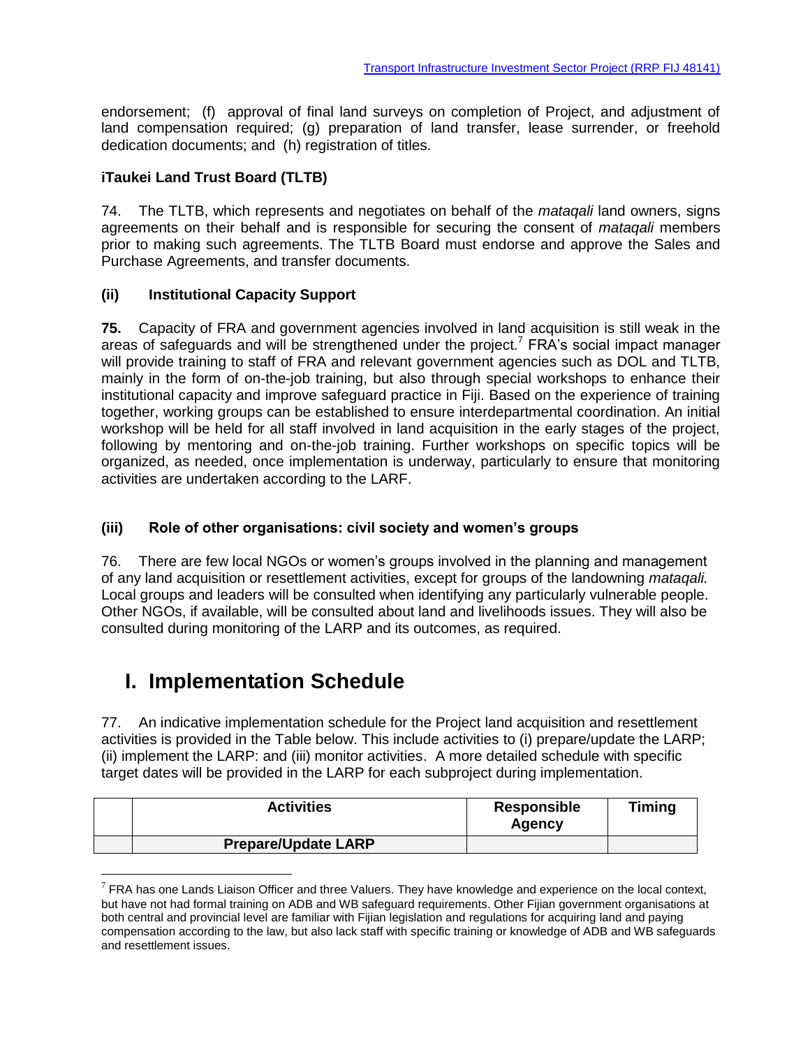endorsement; (f) approval of final land surveys on completion of Project, and adjustment of land compensation required; (g) preparation of land transfer, lease surrender, or freehold dedication documents; and (h) registration of titles.

**iTaukei Land Trust Board (TLTB)**

74. The TLTB, which represents and negotiates on behalf of the *mataqali* land owners, signs agreements on their behalf and is responsible for securing the consent of *mataqali* members prior to making such agreements. The TLTB Board must endorse and approve the Sales and Purchase Agreements, and transfer documents.

### (ii) Institutional Capacity Support

**75.** Capacity of FRA and government agencies involved in land acquisition is still weak in the areas of safeguards and will be strengthened under the project.[7] FRA's social impact manager will provide training to staff of FRA and relevant government agencies such as DOL and TLTB, mainly in the form of on-the-job training, but also through special workshops to enhance their institutional capacity and improve safeguard practice in Fiji. Based on the experience of training together, working groups can be established to ensure interdepartmental coordination. An initial workshop will be held for all staff involved in land acquisition in the early stages of the project, following by mentoring and on-the-job training. Further workshops on specific topics will be organized, as needed, once implementation is underway, particularly to ensure that monitoring activities are undertaken according to the LARF.

### (iii) Role of other organisations: civil society and women's groups

76. There are few local NGOs or women's groups involved in the planning and management of any land acquisition or resettlement activities, except for groups of the landowning *mataqali.* Local groups and leaders will be consulted when identifying any particularly vulnerable people. Other NGOs, if available, will be consulted about land and livelihoods issues. They will also be consulted during monitoring of the LARP and its outcomes, as required.

# I. Implementation Schedule

77. An indicative implementation schedule for the Project land acquisition and resettlement activities is provided in the Table below. This include activities to (i) prepare/update the LARP; (ii) implement the LARP: and (iii) monitor activities. A more detailed schedule with specific target dates will be provided in the LARP for each subproject during implementation.

| | Activities | Responsible Agency | Timing |
|---|---|---|---|
| | **Prepare/Update LARP** | | |

[7] FRA has one Lands Liaison Officer and three Valuers. They have knowledge and experience on the local context, but have not had formal training on ADB and WB safeguard requirements. Other Fijian government organisations at both central and provincial level are familiar with Fijian legislation and regulations for acquiring land and paying compensation according to the law, but also lack staff with specific training or knowledge of ADB and WB safeguards and resettlement issues.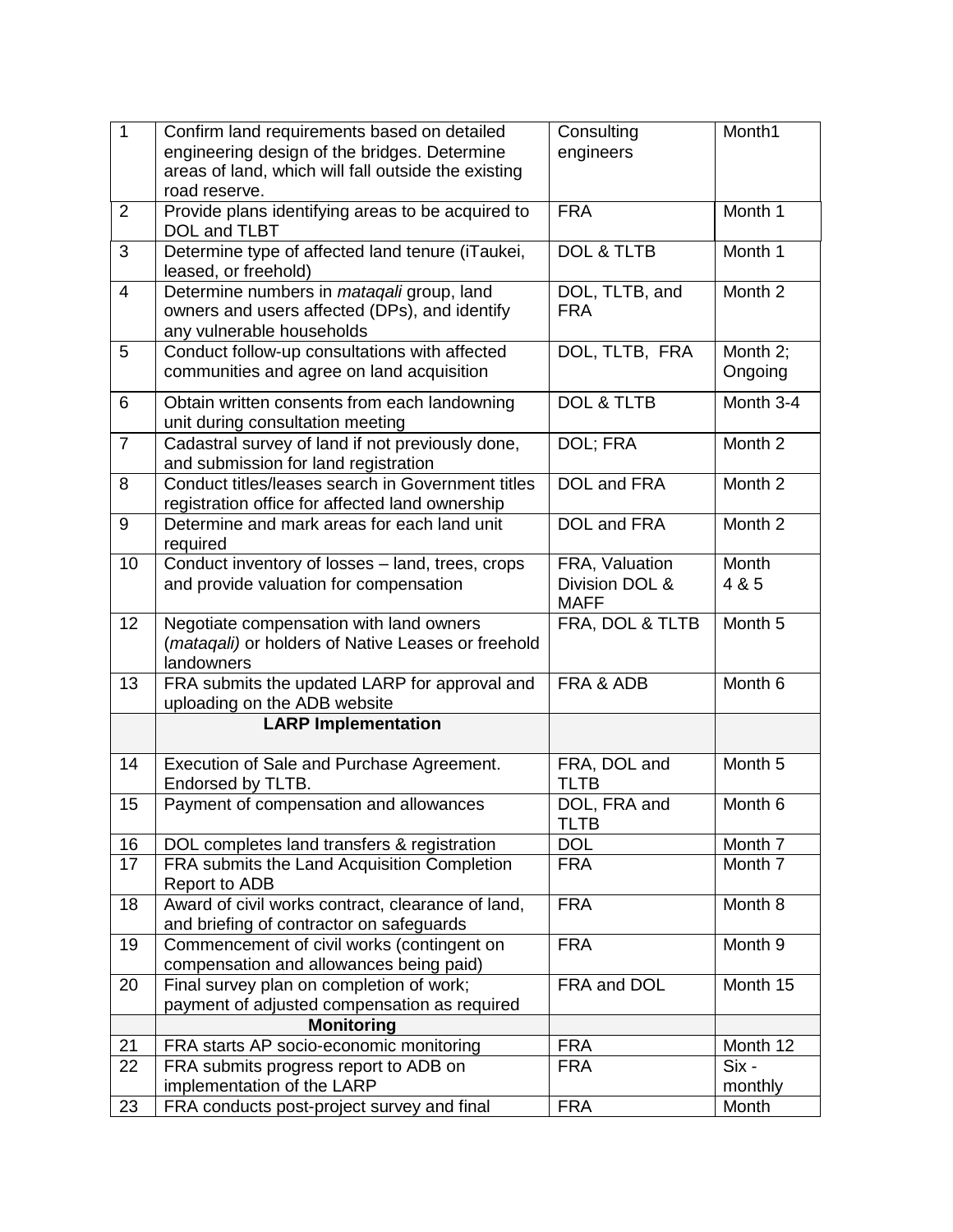| 1 | Confirm land requirements based on detailed engineering design of the bridges. Determine areas of land, which will fall outside the existing road reserve. | Consulting engineers | Month1 |
|---|---|---|---|
| 2 | Provide plans identifying areas to be acquired to DOL and TLBT | FRA | Month 1 |
| 3 | Determine type of affected land tenure (iTaukei, leased, or freehold) | DOL & TLTB | Month 1 |
| 4 | Determine numbers in *mataqali* group, land owners and users affected (DPs), and identify any vulnerable households | DOL, TLTB, and FRA | Month 2 |
| 5 | Conduct follow-up consultations with affected communities and agree on land acquisition | DOL, TLTB, FRA | Month 2; Ongoing |
| 6 | Obtain written consents from each landowning unit during consultation meeting | DOL & TLTB | Month 3-4 |
| 7 | Cadastral survey of land if not previously done, and submission for land registration | DOL; FRA | Month 2 |
| 8 | Conduct titles/leases search in Government titles registration office for affected land ownership | DOL and FRA | Month 2 |
| 9 | Determine and mark areas for each land unit required | DOL and FRA | Month 2 |
| 10 | Conduct inventory of losses – land, trees, crops and provide valuation for compensation | FRA, Valuation Division DOL & MAFF | Month 4 & 5 |
| 12 | Negotiate compensation with land owners (*mataqali)* or holders of Native Leases or freehold landowners | FRA, DOL & TLTB | Month 5 |
| 13 | FRA submits the updated LARP for approval and uploading on the ADB website | FRA & ADB | Month 6 |
| | **LARP Implementation** | | |
| 14 | Execution of Sale and Purchase Agreement. Endorsed by TLTB. | FRA, DOL and TLTB | Month 5 |
| 15 | Payment of compensation and allowances | DOL, FRA and TLTB | Month 6 |
| 16 | DOL completes land transfers & registration | DOL | Month 7 |
| 17 | FRA submits the Land Acquisition Completion Report to ADB | FRA | Month 7 |
| 18 | Award of civil works contract, clearance of land, and briefing of contractor on safeguards | FRA | Month 8 |
| 19 | Commencement of civil works (contingent on compensation and allowances being paid) | FRA | Month 9 |
| 20 | Final survey plan on completion of work; payment of adjusted compensation as required | FRA and DOL | Month 15 |
| | **Monitoring** | | |
| 21 | FRA starts AP socio-economic monitoring | FRA | Month 12 |
| 22 | FRA submits progress report to ADB on implementation of the LARP | FRA | Six - monthly |
| 23 | FRA conducts post-project survey and final | FRA | Month |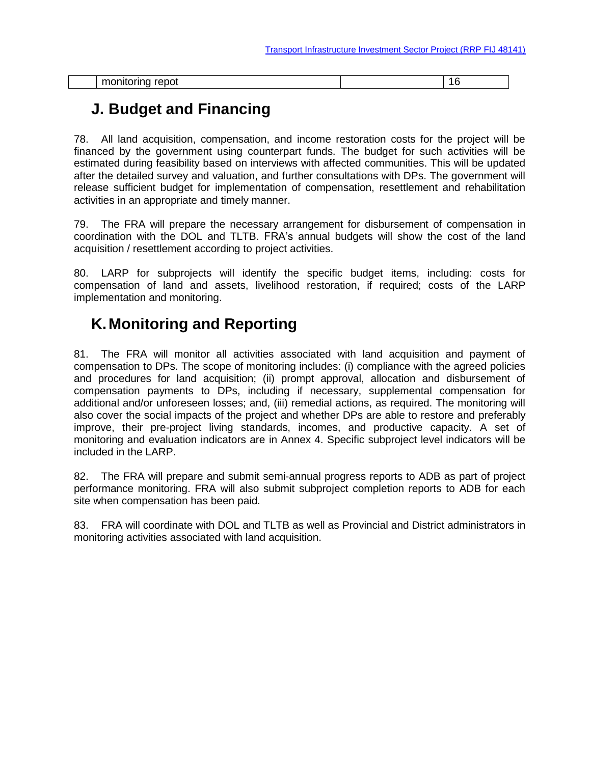|  | monitoring repot |  | 16 |
|---|---|---|---|

## J. Budget and Financing

78. All land acquisition, compensation, and income restoration costs for the project will be financed by the government using counterpart funds. The budget for such activities will be estimated during feasibility based on interviews with affected communities. This will be updated after the detailed survey and valuation, and further consultations with DPs. The government will release sufficient budget for implementation of compensation, resettlement and rehabilitation activities in an appropriate and timely manner.

79. The FRA will prepare the necessary arrangement for disbursement of compensation in coordination with the DOL and TLTB. FRA's annual budgets will show the cost of the land acquisition / resettlement according to project activities.

80. LARP for subprojects will identify the specific budget items, including: costs for compensation of land and assets, livelihood restoration, if required; costs of the LARP implementation and monitoring.

## K. Monitoring and Reporting

81. The FRA will monitor all activities associated with land acquisition and payment of compensation to DPs. The scope of monitoring includes: (i) compliance with the agreed policies and procedures for land acquisition; (ii) prompt approval, allocation and disbursement of compensation payments to DPs, including if necessary, supplemental compensation for additional and/or unforeseen losses; and, (iii) remedial actions, as required. The monitoring will also cover the social impacts of the project and whether DPs are able to restore and preferably improve, their pre-project living standards, incomes, and productive capacity. A set of monitoring and evaluation indicators are in Annex 4. Specific subproject level indicators will be included in the LARP.

82. The FRA will prepare and submit semi-annual progress reports to ADB as part of project performance monitoring. FRA will also submit subproject completion reports to ADB for each site when compensation has been paid.

83. FRA will coordinate with DOL and TLTB as well as Provincial and District administrators in monitoring activities associated with land acquisition.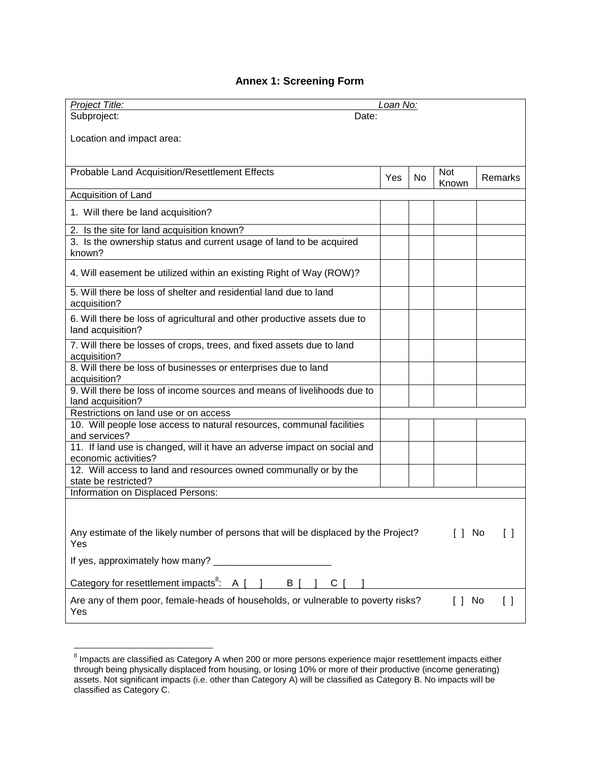# Annex 1: Screening Form

| *Project Title:* | *Loan No:* | | | |
|---|---|---|---|---|
| Subproject: Date: | | | | |
| Location and impact area: | | | | |
| Probable Land Acquisition/Resettlement Effects | Yes | No | Not Known | Remarks |
| Acquisition of Land | | | | |
| 1. Will there be land acquisition? | | | | |
| 2. Is the site for land acquisition known? | | | | |
| 3. Is the ownership status and current usage of land to be acquired known? | | | | |
| 4. Will easement be utilized within an existing Right of Way (ROW)? | | | | |
| 5. Will there be loss of shelter and residential land due to land acquisition? | | | | |
| 6. Will there be loss of agricultural and other productive assets due to land acquisition? | | | | |
| 7. Will there be losses of crops, trees, and fixed assets due to land acquisition? | | | | |
| 8. Will there be loss of businesses or enterprises due to land acquisition? | | | | |
| 9. Will there be loss of income sources and means of livelihoods due to land acquisition? | | | | |
| Restrictions on land use or on access | | | | |
| 10. Will people lose access to natural resources, communal facilities and services? | | | | |
| 11. If land use is changed, will it have an adverse impact on social and economic activities? | | | | |
| 12. Will access to land and resources owned communally or by the state be restricted? | | | | |
| Information on Displaced Persons: | | | | |
| Any estimate of the likely number of persons that will be displaced by the Project? [ ] No [ ] Yes<br>If yes, approximately how many? ______________________<br>Category for resettlement impacts[8]: A [ ] B [ ] C [ ] | | | | |
| Are any of them poor, female-heads of households, or vulnerable to poverty risks? [ ] No [ ] Yes | | | | |

[8] Impacts are classified as Category A when 200 or more persons experience major resettlement impacts either through being physically displaced from housing, or losing 10% or more of their productive (income generating) assets. Not significant impacts (i.e. other than Category A) will be classified as Category B. No impacts will be classified as Category C.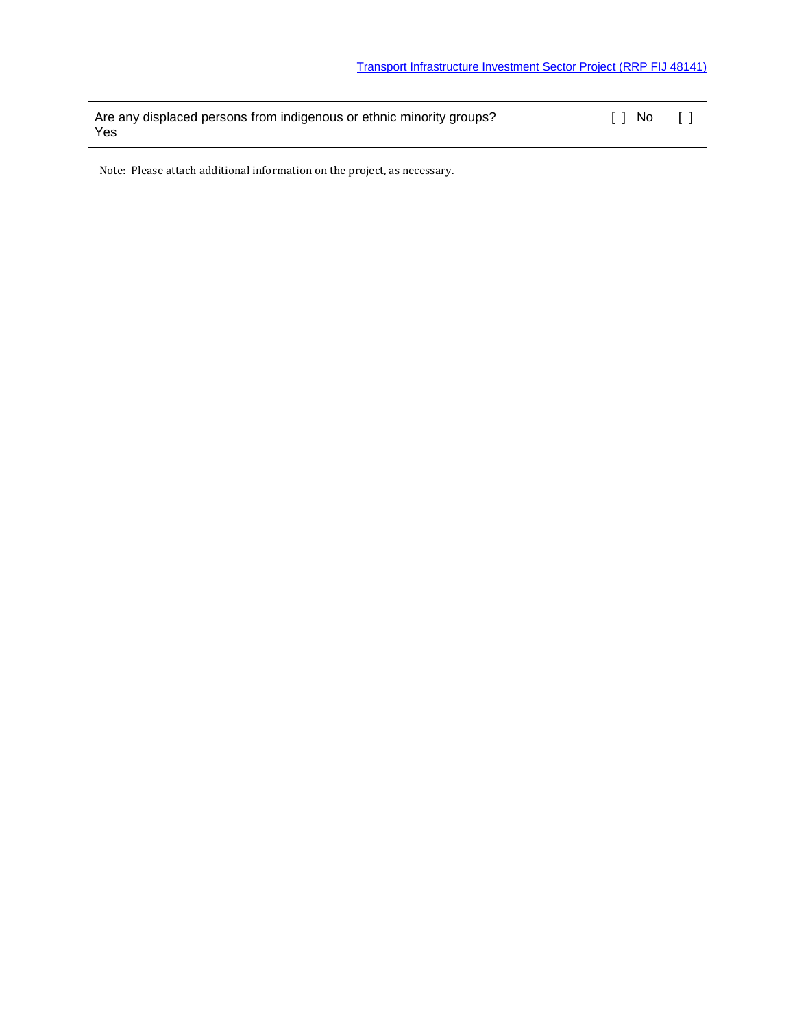| Are any displaced persons from indigenous or ethnic minority groups? Yes | [ ] No | [ ] |
|---|---|---|

Note: Please attach additional information on the project, as necessary.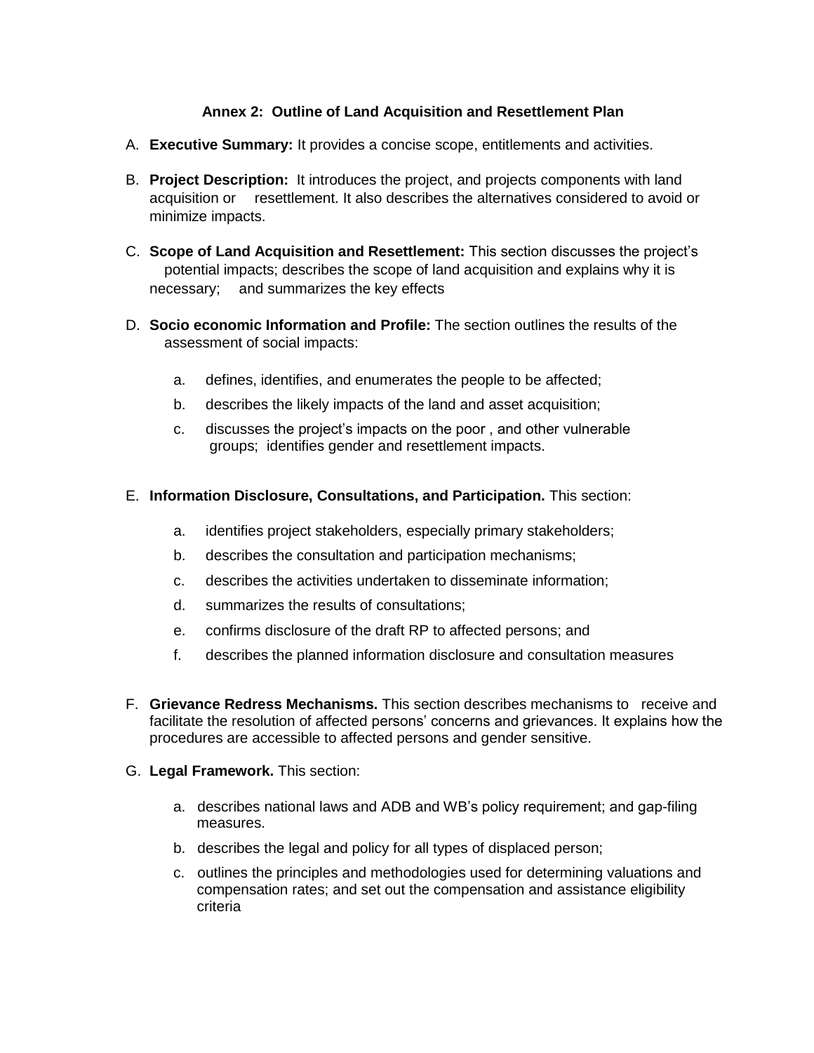### Annex 2: Outline of Land Acquisition and Resettlement Plan

A. **Executive Summary:** It provides a concise scope, entitlements and activities.

B. **Project Description:** It introduces the project, and projects components with land acquisition or resettlement. It also describes the alternatives considered to avoid or minimize impacts.

C. **Scope of Land Acquisition and Resettlement:** This section discusses the project's potential impacts; describes the scope of land acquisition and explains why it is necessary; and summarizes the key effects

D. **Socio economic Information and Profile:** The section outlines the results of the assessment of social impacts:

   a. defines, identifies, and enumerates the people to be affected;
   
   b. describes the likely impacts of the land and asset acquisition;
   
   c. discusses the project's impacts on the poor , and other vulnerable groups; identifies gender and resettlement impacts.

E. **Information Disclosure, Consultations, and Participation.** This section:

   a. identifies project stakeholders, especially primary stakeholders;
   
   b. describes the consultation and participation mechanisms;
   
   c. describes the activities undertaken to disseminate information;
   
   d. summarizes the results of consultations;
   
   e. confirms disclosure of the draft RP to affected persons; and
   
   f. describes the planned information disclosure and consultation measures

F. **Grievance Redress Mechanisms.** This section describes mechanisms to receive and facilitate the resolution of affected persons' concerns and grievances. It explains how the procedures are accessible to affected persons and gender sensitive.

G. **Legal Framework.** This section:

   a. describes national laws and ADB and WB's policy requirement; and gap-filing measures.
   
   b. describes the legal and policy for all types of displaced person;
   
   c. outlines the principles and methodologies used for determining valuations and compensation rates; and set out the compensation and assistance eligibility criteria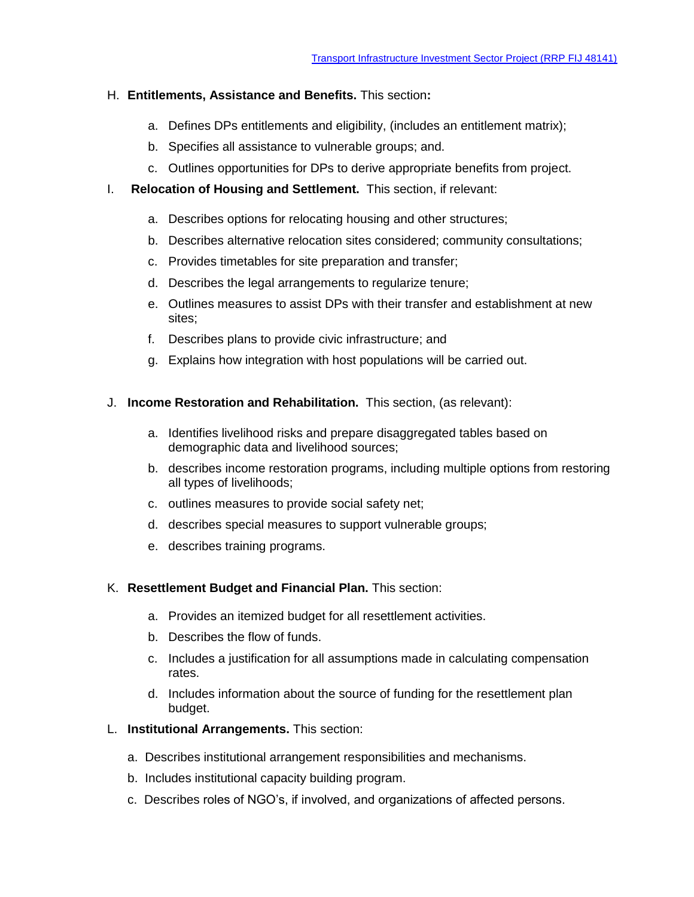H. **Entitlements, Assistance and Benefits.** This section**:**

   a. Defines DPs entitlements and eligibility, (includes an entitlement matrix);
   b. Specifies all assistance to vulnerable groups; and.
   c. Outlines opportunities for DPs to derive appropriate benefits from project.

I. **Relocation of Housing and Settlement.** This section, if relevant:

   a. Describes options for relocating housing and other structures;
   b. Describes alternative relocation sites considered; community consultations;
   c. Provides timetables for site preparation and transfer;
   d. Describes the legal arrangements to regularize tenure;
   e. Outlines measures to assist DPs with their transfer and establishment at new sites;
   f. Describes plans to provide civic infrastructure; and
   g. Explains how integration with host populations will be carried out.

J. **Income Restoration and Rehabilitation.** This section, (as relevant):

   a. Identifies livelihood risks and prepare disaggregated tables based on demographic data and livelihood sources;
   b. describes income restoration programs, including multiple options from restoring all types of livelihoods;
   c. outlines measures to provide social safety net;
   d. describes special measures to support vulnerable groups;
   e. describes training programs.

K. **Resettlement Budget and Financial Plan.** This section:

   a. Provides an itemized budget for all resettlement activities.
   b. Describes the flow of funds.
   c. Includes a justification for all assumptions made in calculating compensation rates.
   d. Includes information about the source of funding for the resettlement plan budget.

L. **Institutional Arrangements.** This section:

   a. Describes institutional arrangement responsibilities and mechanisms.
   b. Includes institutional capacity building program.
   c. Describes roles of NGO's, if involved, and organizations of affected persons.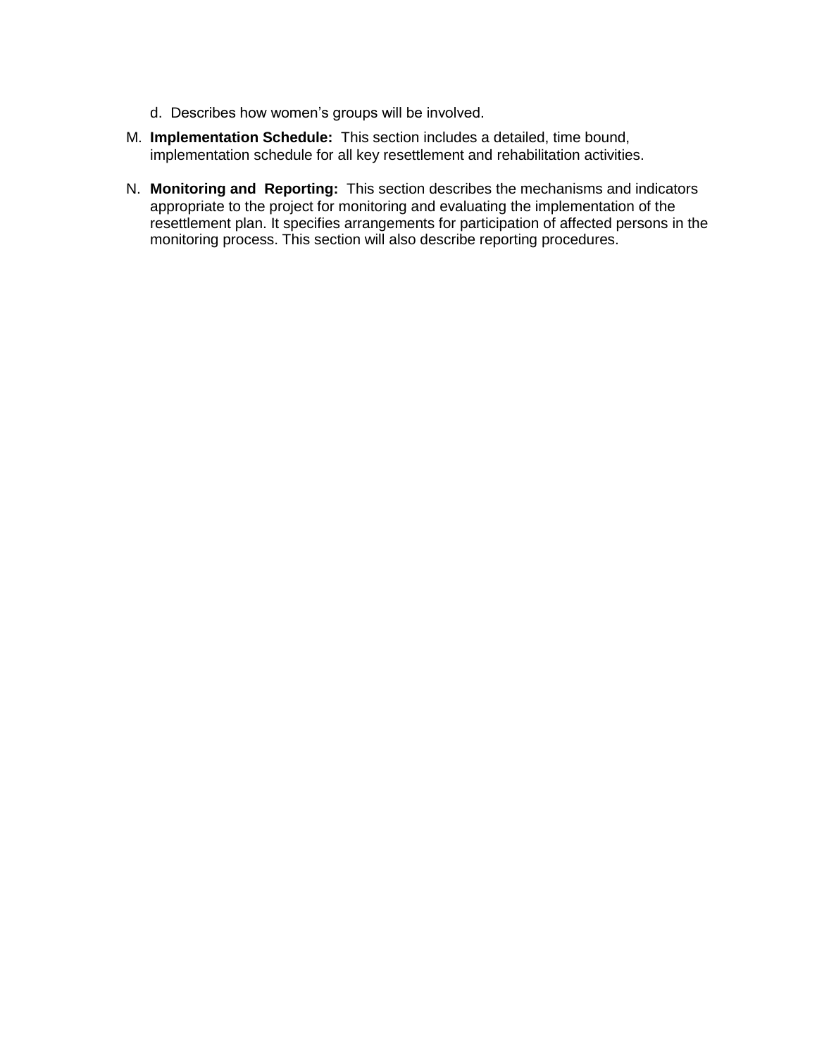d. Describes how women's groups will be involved.

M. **Implementation Schedule:** This section includes a detailed, time bound, implementation schedule for all key resettlement and rehabilitation activities.

N. **Monitoring and Reporting:** This section describes the mechanisms and indicators appropriate to the project for monitoring and evaluating the implementation of the resettlement plan. It specifies arrangements for participation of affected persons in the monitoring process. This section will also describe reporting procedures.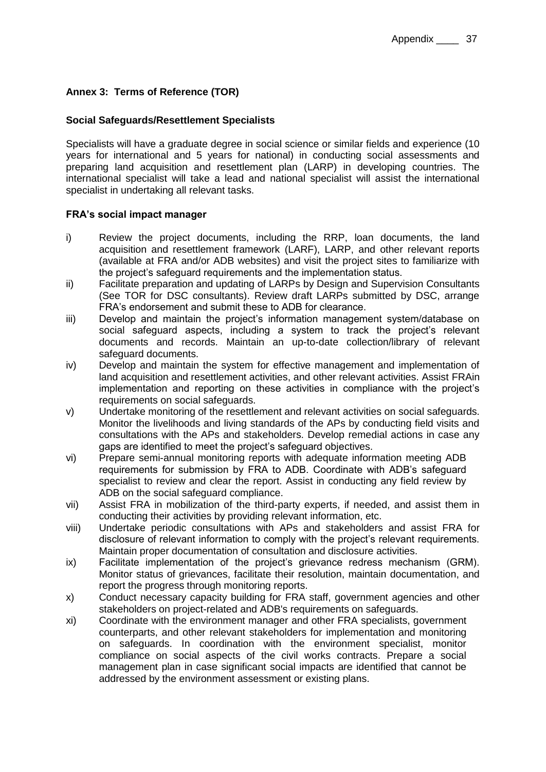## Annex 3: Terms of Reference (TOR)

### Social Safeguards/Resettlement Specialists

Specialists will have a graduate degree in social science or similar fields and experience (10 years for international and 5 years for national) in conducting social assessments and preparing land acquisition and resettlement plan (LARP) in developing countries. The international specialist will take a lead and national specialist will assist the international specialist in undertaking all relevant tasks.

### FRA's social impact manager

i) Review the project documents, including the RRP, loan documents, the land acquisition and resettlement framework (LARF), LARP, and other relevant reports (available at FRA and/or ADB websites) and visit the project sites to familiarize with the project's safeguard requirements and the implementation status.

ii) Facilitate preparation and updating of LARPs by Design and Supervision Consultants (See TOR for DSC consultants). Review draft LARPs submitted by DSC, arrange FRA's endorsement and submit these to ADB for clearance.

iii) Develop and maintain the project's information management system/database on social safeguard aspects, including a system to track the project's relevant documents and records. Maintain an up-to-date collection/library of relevant safeguard documents.

iv) Develop and maintain the system for effective management and implementation of land acquisition and resettlement activities, and other relevant activities. Assist FRAin implementation and reporting on these activities in compliance with the project's requirements on social safeguards.

v) Undertake monitoring of the resettlement and relevant activities on social safeguards. Monitor the livelihoods and living standards of the APs by conducting field visits and consultations with the APs and stakeholders. Develop remedial actions in case any gaps are identified to meet the project's safeguard objectives.

vi) Prepare semi-annual monitoring reports with adequate information meeting ADB requirements for submission by FRA to ADB. Coordinate with ADB's safeguard specialist to review and clear the report. Assist in conducting any field review by ADB on the social safeguard compliance.

vii) Assist FRA in mobilization of the third-party experts, if needed, and assist them in conducting their activities by providing relevant information, etc.

viii) Undertake periodic consultations with APs and stakeholders and assist FRA for disclosure of relevant information to comply with the project's relevant requirements. Maintain proper documentation of consultation and disclosure activities.

ix) Facilitate implementation of the project's grievance redress mechanism (GRM). Monitor status of grievances, facilitate their resolution, maintain documentation, and report the progress through monitoring reports.

x) Conduct necessary capacity building for FRA staff, government agencies and other stakeholders on project-related and ADB's requirements on safeguards.

xi) Coordinate with the environment manager and other FRA specialists, government counterparts, and other relevant stakeholders for implementation and monitoring on safeguards. In coordination with the environment specialist, monitor compliance on social aspects of the civil works contracts. Prepare a social management plan in case significant social impacts are identified that cannot be addressed by the environment assessment or existing plans.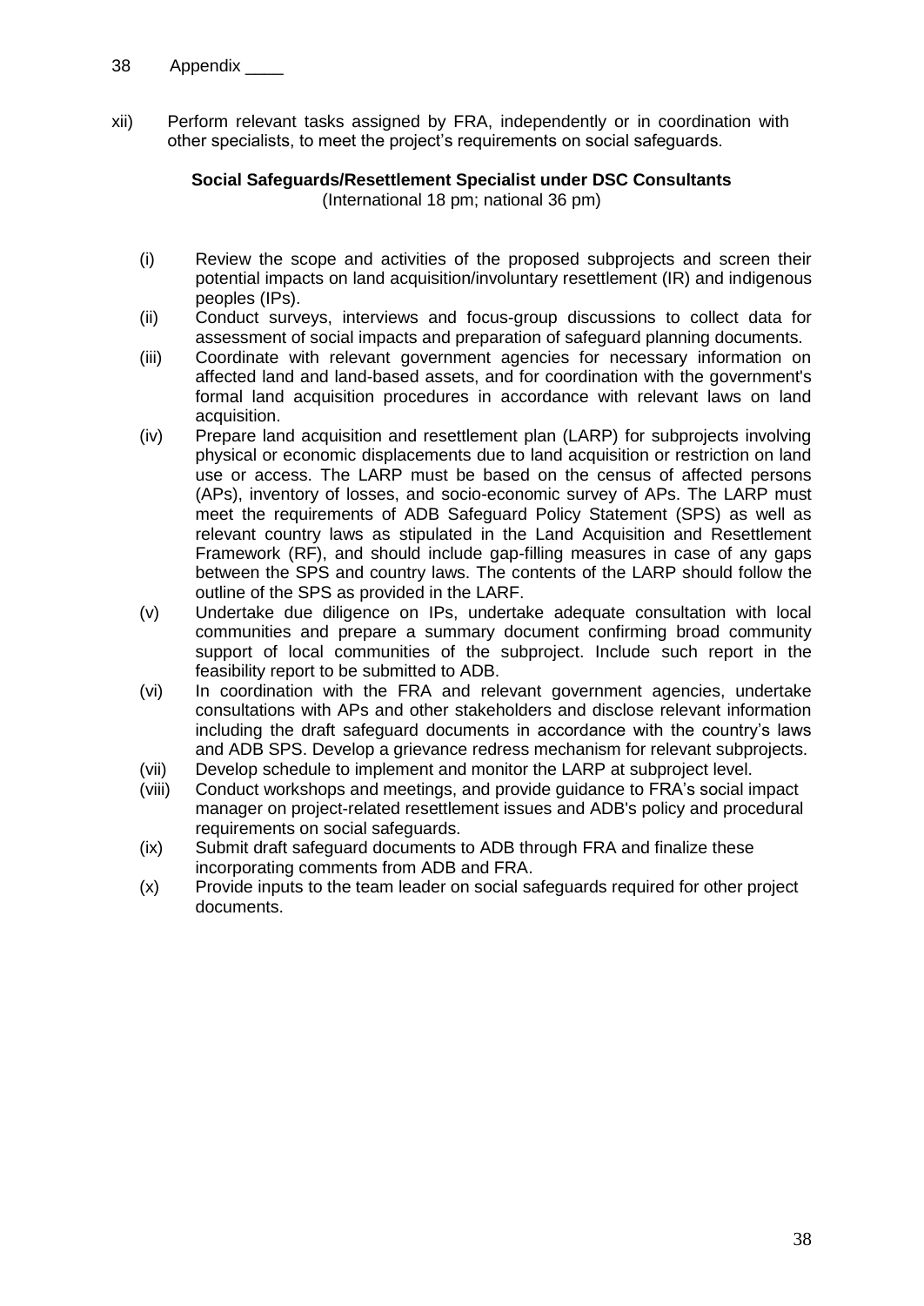xii) Perform relevant tasks assigned by FRA, independently or in coordination with other specialists, to meet the project's requirements on social safeguards.

**Social Safeguards/Resettlement Specialist under DSC Consultants**
(International 18 pm; national 36 pm)

(i) Review the scope and activities of the proposed subprojects and screen their potential impacts on land acquisition/involuntary resettlement (IR) and indigenous peoples (IPs).

(ii) Conduct surveys, interviews and focus-group discussions to collect data for assessment of social impacts and preparation of safeguard planning documents.

(iii) Coordinate with relevant government agencies for necessary information on affected land and land-based assets, and for coordination with the government's formal land acquisition procedures in accordance with relevant laws on land acquisition.

(iv) Prepare land acquisition and resettlement plan (LARP) for subprojects involving physical or economic displacements due to land acquisition or restriction on land use or access. The LARP must be based on the census of affected persons (APs), inventory of losses, and socio-economic survey of APs. The LARP must meet the requirements of ADB Safeguard Policy Statement (SPS) as well as relevant country laws as stipulated in the Land Acquisition and Resettlement Framework (RF), and should include gap-filling measures in case of any gaps between the SPS and country laws. The contents of the LARP should follow the outline of the SPS as provided in the LARF.

(v) Undertake due diligence on IPs, undertake adequate consultation with local communities and prepare a summary document confirming broad community support of local communities of the subproject. Include such report in the feasibility report to be submitted to ADB.

(vi) In coordination with the FRA and relevant government agencies, undertake consultations with APs and other stakeholders and disclose relevant information including the draft safeguard documents in accordance with the country's laws and ADB SPS. Develop a grievance redress mechanism for relevant subprojects.

(vii) Develop schedule to implement and monitor the LARP at subproject level.

(viii) Conduct workshops and meetings, and provide guidance to FRA's social impact manager on project-related resettlement issues and ADB's policy and procedural requirements on social safeguards.

(ix) Submit draft safeguard documents to ADB through FRA and finalize these incorporating comments from ADB and FRA.

(x) Provide inputs to the team leader on social safeguards required for other project documents.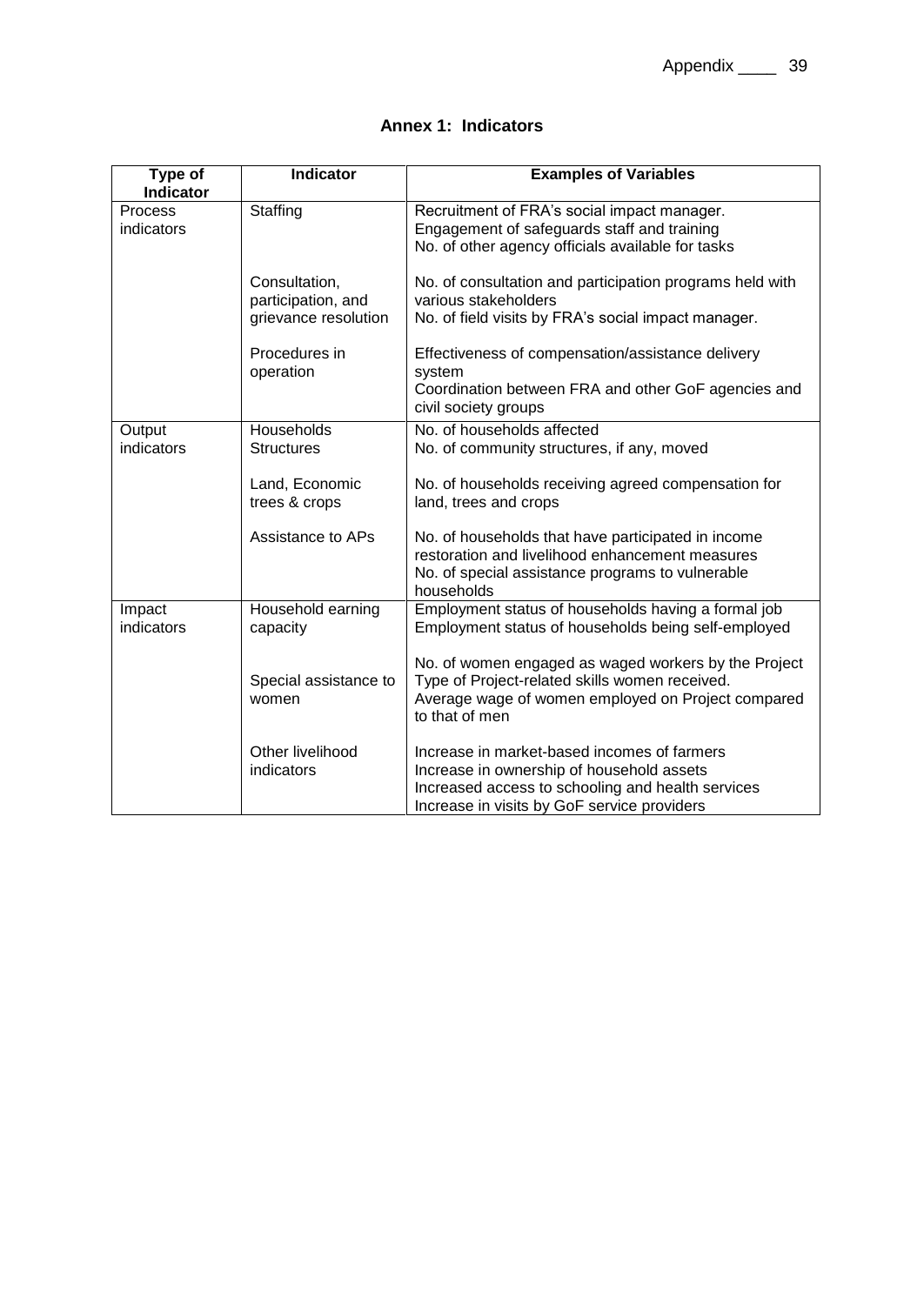## Annex 1: Indicators

| Type of Indicator | Indicator | Examples of Variables |
|---|---|---|
| Process indicators | Staffing | Recruitment of FRA's social impact manager.<br>Engagement of safeguards staff and training<br>No. of other agency officials available for tasks |
| | Consultation, participation, and grievance resolution | No. of consultation and participation programs held with various stakeholders<br>No. of field visits by FRA's social impact manager. |
| | Procedures in operation | Effectiveness of compensation/assistance delivery system<br>Coordination between FRA and other GoF agencies and civil society groups |
| Output indicators | Households<br>Structures | No. of households affected<br>No. of community structures, if any, moved |
| | Land, Economic trees & crops | No. of households receiving agreed compensation for land, trees and crops |
| | Assistance to APs | No. of households that have participated in income restoration and livelihood enhancement measures<br>No. of special assistance programs to vulnerable households |
| Impact indicators | Household earning capacity | Employment status of households having a formal job<br>Employment status of households being self-employed |
| | Special assistance to women | No. of women engaged as waged workers by the Project<br>Type of Project-related skills women received.<br>Average wage of women employed on Project compared to that of men |
| | Other livelihood indicators | Increase in market-based incomes of farmers<br>Increase in ownership of household assets<br>Increased access to schooling and health services<br>Increase in visits by GoF service providers |